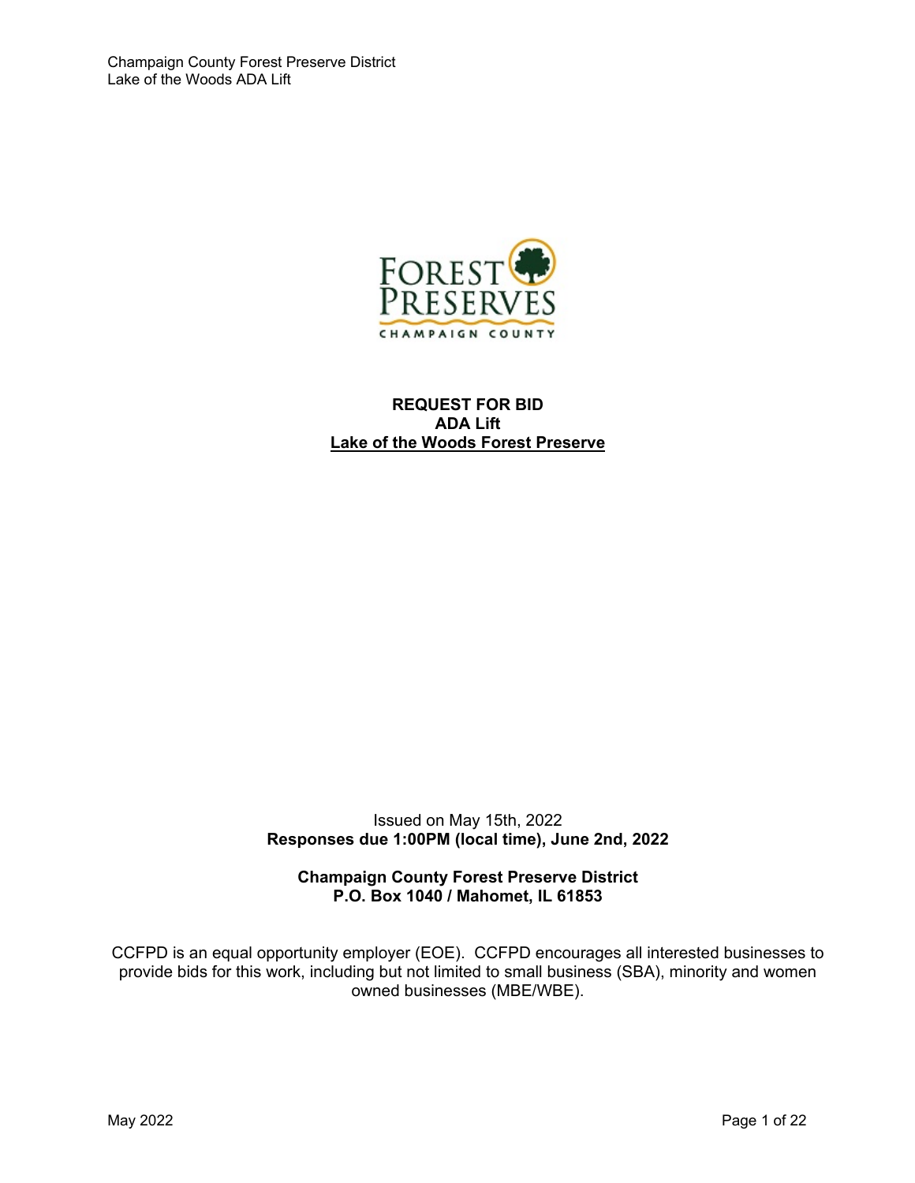**REQUEST FOR BID**
**ADA Lift**
**Lake of the Woods Forest Preserve**

Issued on May 15th, 2022
**Responses due 1:00PM (local time), June 2nd, 2022**

**Champaign County Forest Preserve District**
**P.O. Box 1040 / Mahomet, IL 61853**

CCFPD is an equal opportunity employer (EOE). CCFPD encourages all interested businesses to provide bids for this work, including but not limited to small business (SBA), minority and women owned businesses (MBE/WBE).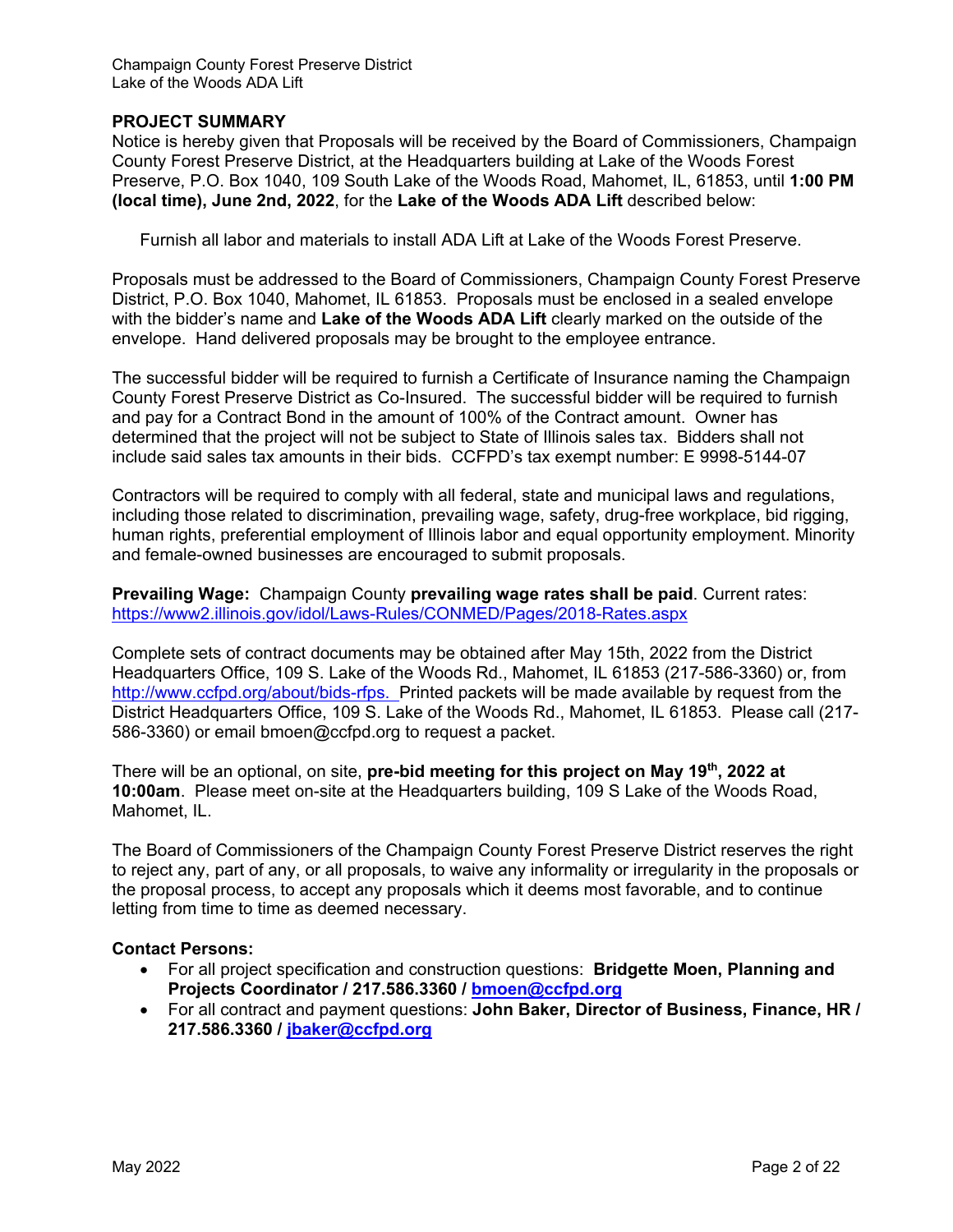## PROJECT SUMMARY

Notice is hereby given that Proposals will be received by the Board of Commissioners, Champaign County Forest Preserve District, at the Headquarters building at Lake of the Woods Forest Preserve, P.O. Box 1040, 109 South Lake of the Woods Road, Mahomet, IL, 61853, until **1:00 PM (local time), June 2nd, 2022**, for the **Lake of the Woods ADA Lift** described below:

> Furnish all labor and materials to install ADA Lift at Lake of the Woods Forest Preserve.

Proposals must be addressed to the Board of Commissioners, Champaign County Forest Preserve District, P.O. Box 1040, Mahomet, IL 61853. Proposals must be enclosed in a sealed envelope with the bidder's name and **Lake of the Woods ADA Lift** clearly marked on the outside of the envelope. Hand delivered proposals may be brought to the employee entrance.

The successful bidder will be required to furnish a Certificate of Insurance naming the Champaign County Forest Preserve District as Co-Insured. The successful bidder will be required to furnish and pay for a Contract Bond in the amount of 100% of the Contract amount. Owner has determined that the project will not be subject to State of Illinois sales tax. Bidders shall not include said sales tax amounts in their bids. CCFPD's tax exempt number: E 9998-5144-07

Contractors will be required to comply with all federal, state and municipal laws and regulations, including those related to discrimination, prevailing wage, safety, drug-free workplace, bid rigging, human rights, preferential employment of Illinois labor and equal opportunity employment. Minority and female-owned businesses are encouraged to submit proposals.

**Prevailing Wage:** Champaign County **prevailing wage rates shall be paid**. Current rates: https://www2.illinois.gov/idol/Laws-Rules/CONMED/Pages/2018-Rates.aspx

Complete sets of contract documents may be obtained after May 15th, 2022 from the District Headquarters Office, 109 S. Lake of the Woods Rd., Mahomet, IL 61853 (217-586-3360) or, from http://www.ccfpd.org/about/bids-rfps. Printed packets will be made available by request from the District Headquarters Office, 109 S. Lake of the Woods Rd., Mahomet, IL 61853. Please call (217-586-3360) or email bmoen@ccfpd.org to request a packet.

There will be an optional, on site, **pre-bid meeting for this project on May 19th, 2022 at 10:00am**. Please meet on-site at the Headquarters building, 109 S Lake of the Woods Road, Mahomet, IL.

The Board of Commissioners of the Champaign County Forest Preserve District reserves the right to reject any, part of any, or all proposals, to waive any informality or irregularity in the proposals or the proposal process, to accept any proposals which it deems most favorable, and to continue letting from time to time as deemed necessary.

**Contact Persons:**

- For all project specification and construction questions: **Bridgette Moen, Planning and Projects Coordinator / 217.586.3360 / bmoen@ccfpd.org**
- For all contract and payment questions: **John Baker, Director of Business, Finance, HR / 217.586.3360 / jbaker@ccfpd.org**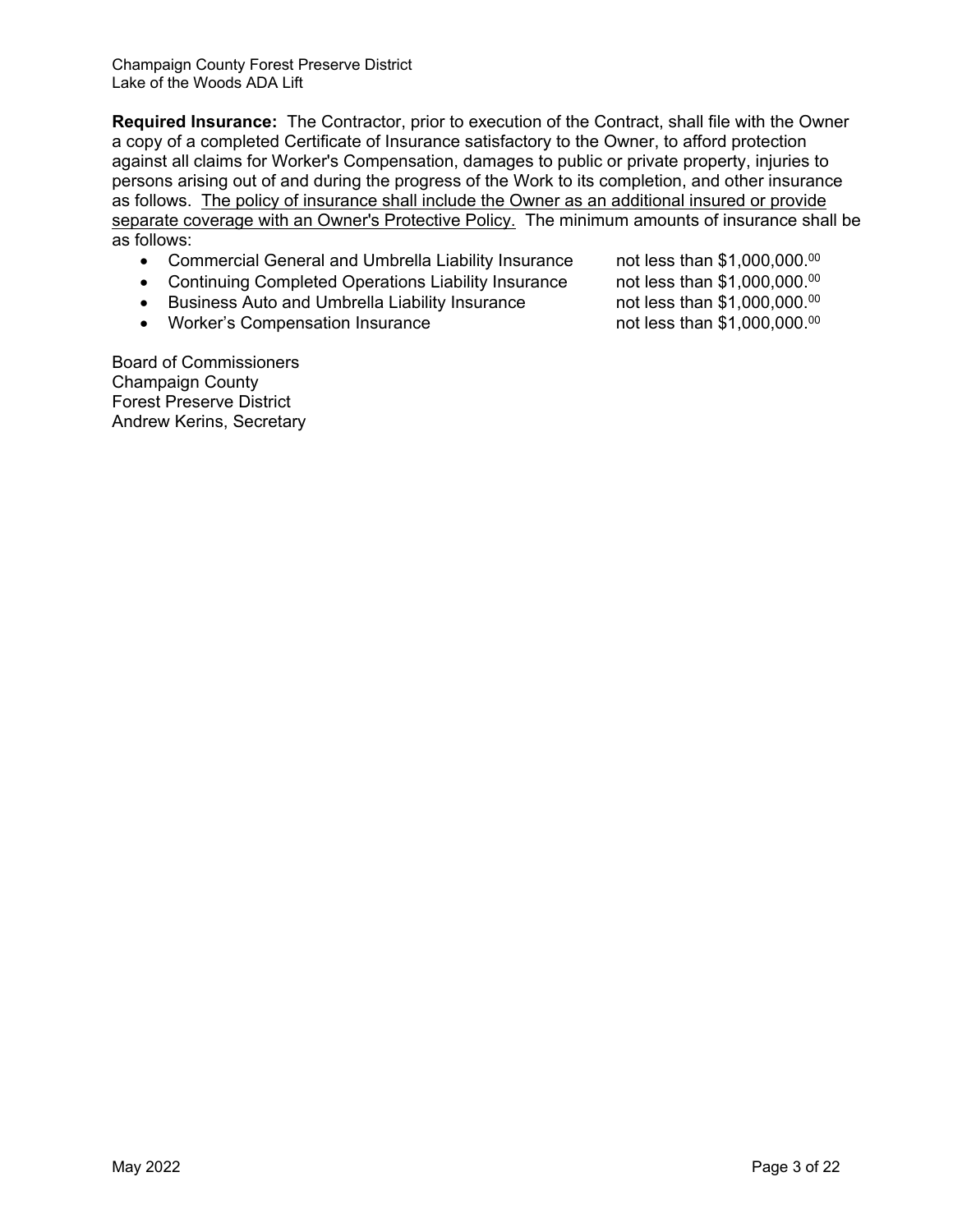**Required Insurance:** The Contractor, prior to execution of the Contract, shall file with the Owner a copy of a completed Certificate of Insurance satisfactory to the Owner, to afford protection against all claims for Worker's Compensation, damages to public or private property, injuries to persons arising out of and during the progress of the Work to its completion, and other insurance as follows. <u>The policy of insurance shall include the Owner as an additional insured or provide separate coverage with an Owner's Protective Policy.</u> The minimum amounts of insurance shall be as follows:

- Commercial General and Umbrella Liability Insurance — not less than $1,000,000.00
- Continuing Completed Operations Liability Insurance — not less than $1,000,000.00
- Business Auto and Umbrella Liability Insurance — not less than $1,000,000.00
- Worker's Compensation Insurance — not less than $1,000,000.00

Board of Commissioners
Champaign County
Forest Preserve District
Andrew Kerins, Secretary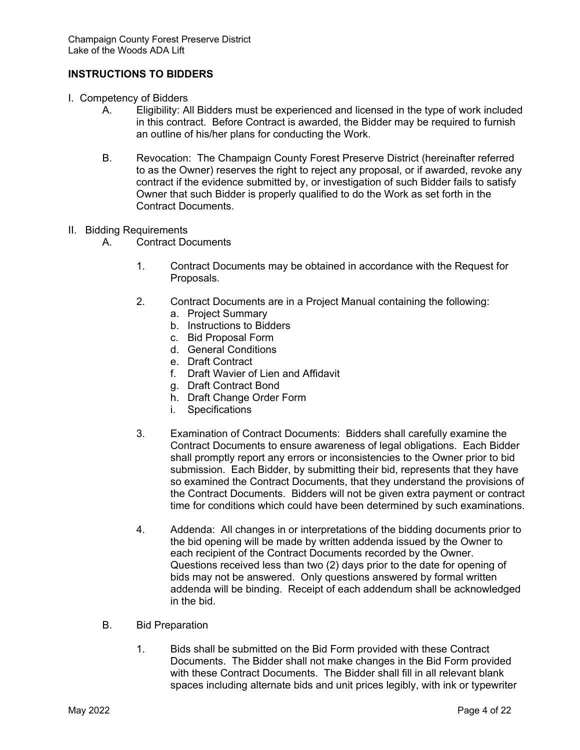## INSTRUCTIONS TO BIDDERS

I. Competency of Bidders

A. Eligibility: All Bidders must be experienced and licensed in the type of work included in this contract. Before Contract is awarded, the Bidder may be required to furnish an outline of his/her plans for conducting the Work.

B. Revocation: The Champaign County Forest Preserve District (hereinafter referred to as the Owner) reserves the right to reject any proposal, or if awarded, revoke any contract if the evidence submitted by, or investigation of such Bidder fails to satisfy Owner that such Bidder is properly qualified to do the Work as set forth in the Contract Documents.

II. Bidding Requirements

A. Contract Documents

1. Contract Documents may be obtained in accordance with the Request for Proposals.

2. Contract Documents are in a Project Manual containing the following:
   a. Project Summary
   b. Instructions to Bidders
   c. Bid Proposal Form
   d. General Conditions
   e. Draft Contract
   f. Draft Wavier of Lien and Affidavit
   g. Draft Contract Bond
   h. Draft Change Order Form
   i. Specifications

3. Examination of Contract Documents: Bidders shall carefully examine the Contract Documents to ensure awareness of legal obligations. Each Bidder shall promptly report any errors or inconsistencies to the Owner prior to bid submission. Each Bidder, by submitting their bid, represents that they have so examined the Contract Documents, that they understand the provisions of the Contract Documents. Bidders will not be given extra payment or contract time for conditions which could have been determined by such examinations.

4. Addenda: All changes in or interpretations of the bidding documents prior to the bid opening will be made by written addenda issued by the Owner to each recipient of the Contract Documents recorded by the Owner. Questions received less than two (2) days prior to the date for opening of bids may not be answered. Only questions answered by formal written addenda will be binding. Receipt of each addendum shall be acknowledged in the bid.

B. Bid Preparation

1. Bids shall be submitted on the Bid Form provided with these Contract Documents. The Bidder shall not make changes in the Bid Form provided with these Contract Documents. The Bidder shall fill in all relevant blank spaces including alternate bids and unit prices legibly, with ink or typewriter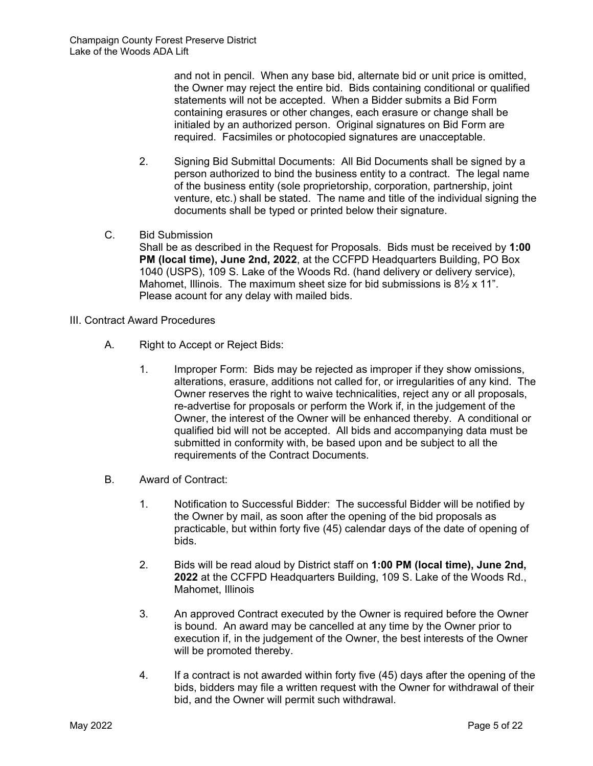and not in pencil. When any base bid, alternate bid or unit price is omitted, the Owner may reject the entire bid. Bids containing conditional or qualified statements will not be accepted. When a Bidder submits a Bid Form containing erasures or other changes, each erasure or change shall be initialed by an authorized person. Original signatures on Bid Form are required. Facsimiles or photocopied signatures are unacceptable.

2. Signing Bid Submittal Documents: All Bid Documents shall be signed by a person authorized to bind the business entity to a contract. The legal name of the business entity (sole proprietorship, corporation, partnership, joint venture, etc.) shall be stated. The name and title of the individual signing the documents shall be typed or printed below their signature.

C. Bid Submission

Shall be as described in the Request for Proposals. Bids must be received by **1:00 PM (local time), June 2nd, 2022**, at the CCFPD Headquarters Building, PO Box 1040 (USPS), 109 S. Lake of the Woods Rd. (hand delivery or delivery service), Mahomet, Illinois. The maximum sheet size for bid submissions is 8½ x 11". Please acount for any delay with mailed bids.

## III. Contract Award Procedures

A. Right to Accept or Reject Bids:

1. Improper Form: Bids may be rejected as improper if they show omissions, alterations, erasure, additions not called for, or irregularities of any kind. The Owner reserves the right to waive technicalities, reject any or all proposals, re-advertise for proposals or perform the Work if, in the judgement of the Owner, the interest of the Owner will be enhanced thereby. A conditional or qualified bid will not be accepted. All bids and accompanying data must be submitted in conformity with, be based upon and be subject to all the requirements of the Contract Documents.

B. Award of Contract:

1. Notification to Successful Bidder: The successful Bidder will be notified by the Owner by mail, as soon after the opening of the bid proposals as practicable, but within forty five (45) calendar days of the date of opening of bids.

2. Bids will be read aloud by District staff on **1:00 PM (local time), June 2nd, 2022** at the CCFPD Headquarters Building, 109 S. Lake of the Woods Rd., Mahomet, Illinois

3. An approved Contract executed by the Owner is required before the Owner is bound. An award may be cancelled at any time by the Owner prior to execution if, in the judgement of the Owner, the best interests of the Owner will be promoted thereby.

4. If a contract is not awarded within forty five (45) days after the opening of the bids, bidders may file a written request with the Owner for withdrawal of their bid, and the Owner will permit such withdrawal.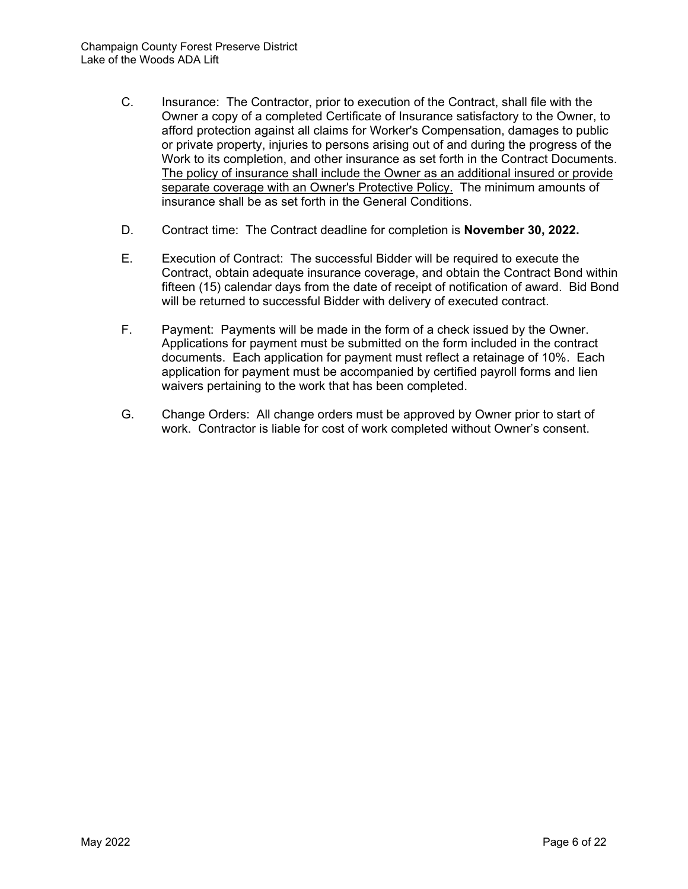C. Insurance: The Contractor, prior to execution of the Contract, shall file with the Owner a copy of a completed Certificate of Insurance satisfactory to the Owner, to afford protection against all claims for Worker's Compensation, damages to public or private property, injuries to persons arising out of and during the progress of the Work to its completion, and other insurance as set forth in the Contract Documents. <u>The policy of insurance shall include the Owner as an additional insured or provide separate coverage with an Owner's Protective Policy.</u> The minimum amounts of insurance shall be as set forth in the General Conditions.

D. Contract time: The Contract deadline for completion is **November 30, 2022.**

E. Execution of Contract: The successful Bidder will be required to execute the Contract, obtain adequate insurance coverage, and obtain the Contract Bond within fifteen (15) calendar days from the date of receipt of notification of award. Bid Bond will be returned to successful Bidder with delivery of executed contract.

F. Payment: Payments will be made in the form of a check issued by the Owner. Applications for payment must be submitted on the form included in the contract documents. Each application for payment must reflect a retainage of 10%. Each application for payment must be accompanied by certified payroll forms and lien waivers pertaining to the work that has been completed.

G. Change Orders: All change orders must be approved by Owner prior to start of work. Contractor is liable for cost of work completed without Owner's consent.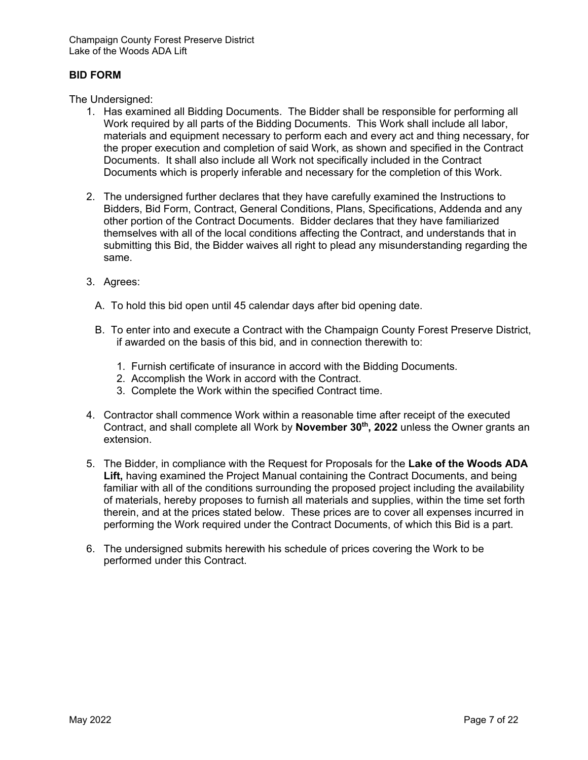## BID FORM

The Undersigned:

1. Has examined all Bidding Documents. The Bidder shall be responsible for performing all Work required by all parts of the Bidding Documents. This Work shall include all labor, materials and equipment necessary to perform each and every act and thing necessary, for the proper execution and completion of said Work, as shown and specified in the Contract Documents. It shall also include all Work not specifically included in the Contract Documents which is properly inferable and necessary for the completion of this Work.

2. The undersigned further declares that they have carefully examined the Instructions to Bidders, Bid Form, Contract, General Conditions, Plans, Specifications, Addenda and any other portion of the Contract Documents. Bidder declares that they have familiarized themselves with all of the local conditions affecting the Contract, and understands that in submitting this Bid, the Bidder waives all right to plead any misunderstanding regarding the same.

3. Agrees:

   A. To hold this bid open until 45 calendar days after bid opening date.

   B. To enter into and execute a Contract with the Champaign County Forest Preserve District, if awarded on the basis of this bid, and in connection therewith to:

      1. Furnish certificate of insurance in accord with the Bidding Documents.
      2. Accomplish the Work in accord with the Contract.
      3. Complete the Work within the specified Contract time.

4. Contractor shall commence Work within a reasonable time after receipt of the executed Contract, and shall complete all Work by **November 30th, 2022** unless the Owner grants an extension.

5. The Bidder, in compliance with the Request for Proposals for the **Lake of the Woods ADA Lift,** having examined the Project Manual containing the Contract Documents, and being familiar with all of the conditions surrounding the proposed project including the availability of materials, hereby proposes to furnish all materials and supplies, within the time set forth therein, and at the prices stated below. These prices are to cover all expenses incurred in performing the Work required under the Contract Documents, of which this Bid is a part.

6. The undersigned submits herewith his schedule of prices covering the Work to be performed under this Contract.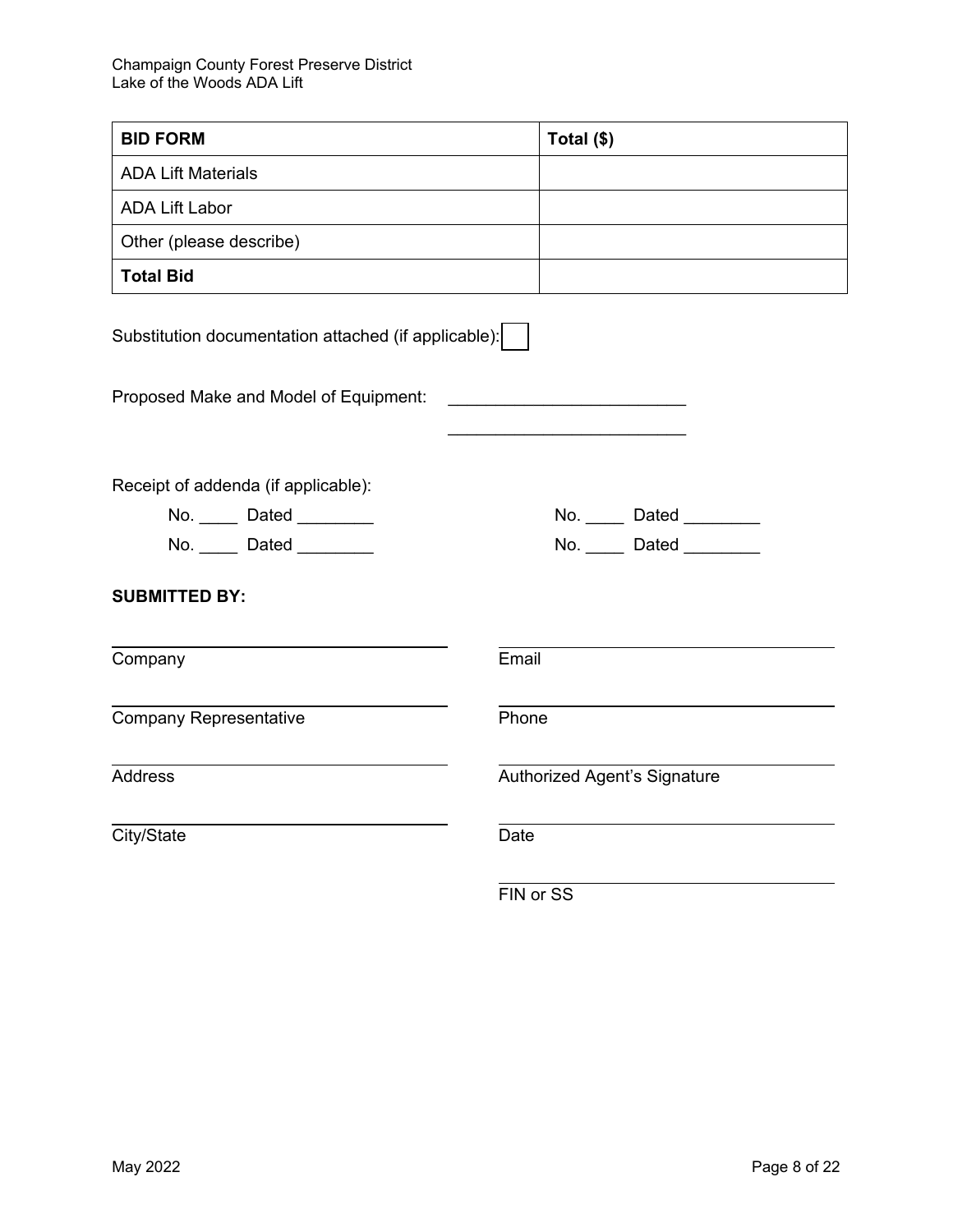| BID FORM | Total ($) |
| --- | --- |
| ADA Lift Materials | |
| ADA Lift Labor | |
| Other (please describe) | |
| **Total Bid** | |

Substitution documentation attached (if applicable): ☐

Proposed Make and Model of Equipment: ________________________

________________________

Receipt of addenda (if applicable):

No. ____ Dated ________ No. ____ Dated ________

No. ____ Dated ________ No. ____ Dated ________

**SUBMITTED BY:**

| | |
| --- | --- |
| Company | Email |
| Company Representative | Phone |
| Address | Authorized Agent's Signature |
| City/State | Date |
| | FIN or SS |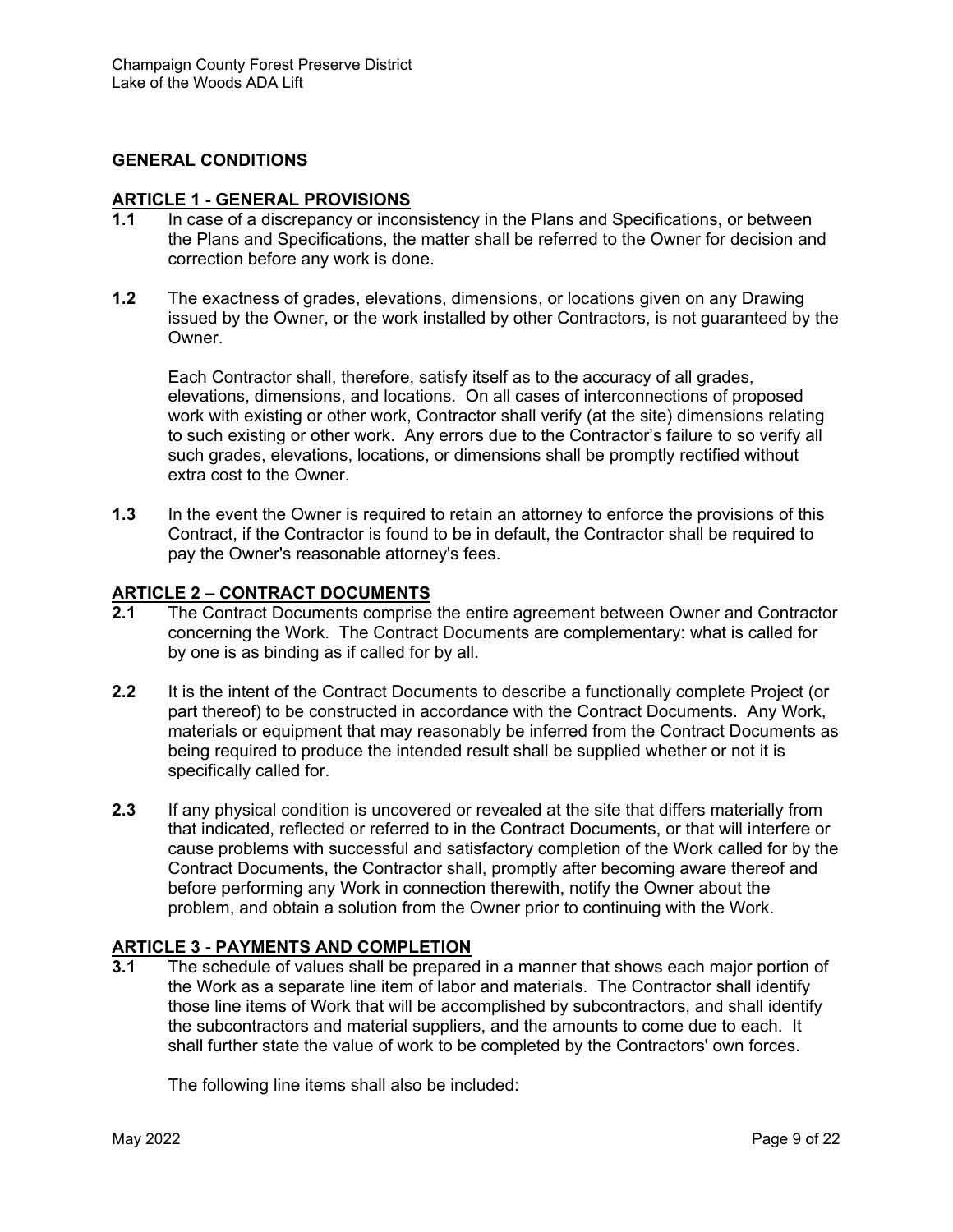## GENERAL CONDITIONS

### ARTICLE 1 - GENERAL PROVISIONS

**1.1** In case of a discrepancy or inconsistency in the Plans and Specifications, or between the Plans and Specifications, the matter shall be referred to the Owner for decision and correction before any work is done.

**1.2** The exactness of grades, elevations, dimensions, or locations given on any Drawing issued by the Owner, or the work installed by other Contractors, is not guaranteed by the Owner.

Each Contractor shall, therefore, satisfy itself as to the accuracy of all grades, elevations, dimensions, and locations. On all cases of interconnections of proposed work with existing or other work, Contractor shall verify (at the site) dimensions relating to such existing or other work. Any errors due to the Contractor's failure to so verify all such grades, elevations, locations, or dimensions shall be promptly rectified without extra cost to the Owner.

**1.3** In the event the Owner is required to retain an attorney to enforce the provisions of this Contract, if the Contractor is found to be in default, the Contractor shall be required to pay the Owner's reasonable attorney's fees.

### ARTICLE 2 – CONTRACT DOCUMENTS

**2.1** The Contract Documents comprise the entire agreement between Owner and Contractor concerning the Work. The Contract Documents are complementary: what is called for by one is as binding as if called for by all.

**2.2** It is the intent of the Contract Documents to describe a functionally complete Project (or part thereof) to be constructed in accordance with the Contract Documents. Any Work, materials or equipment that may reasonably be inferred from the Contract Documents as being required to produce the intended result shall be supplied whether or not it is specifically called for.

**2.3** If any physical condition is uncovered or revealed at the site that differs materially from that indicated, reflected or referred to in the Contract Documents, or that will interfere or cause problems with successful and satisfactory completion of the Work called for by the Contract Documents, the Contractor shall, promptly after becoming aware thereof and before performing any Work in connection therewith, notify the Owner about the problem, and obtain a solution from the Owner prior to continuing with the Work.

### ARTICLE 3 - PAYMENTS AND COMPLETION

**3.1** The schedule of values shall be prepared in a manner that shows each major portion of the Work as a separate line item of labor and materials. The Contractor shall identify those line items of Work that will be accomplished by subcontractors, and shall identify the subcontractors and material suppliers, and the amounts to come due to each. It shall further state the value of work to be completed by the Contractors' own forces.

The following line items shall also be included: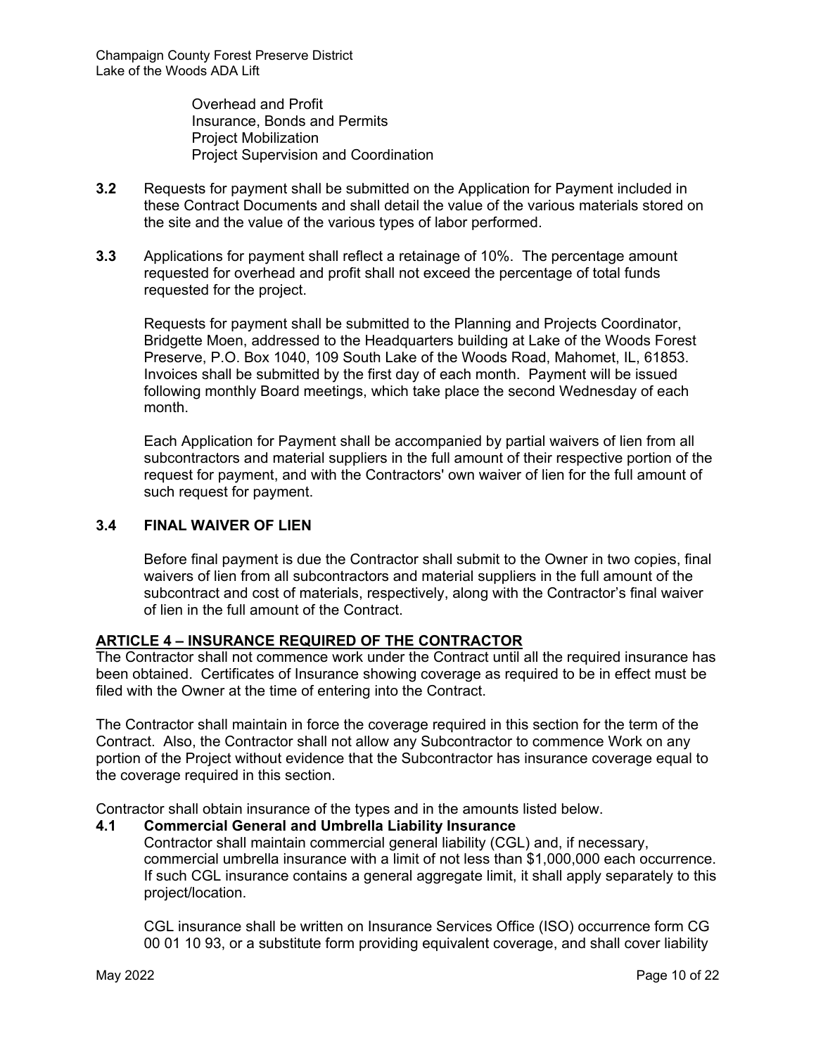Overhead and Profit
Insurance, Bonds and Permits
Project Mobilization
Project Supervision and Coordination

**3.2** Requests for payment shall be submitted on the Application for Payment included in these Contract Documents and shall detail the value of the various materials stored on the site and the value of the various types of labor performed.

**3.3** Applications for payment shall reflect a retainage of 10%. The percentage amount requested for overhead and profit shall not exceed the percentage of total funds requested for the project.

Requests for payment shall be submitted to the Planning and Projects Coordinator, Bridgette Moen, addressed to the Headquarters building at Lake of the Woods Forest Preserve, P.O. Box 1040, 109 South Lake of the Woods Road, Mahomet, IL, 61853. Invoices shall be submitted by the first day of each month. Payment will be issued following monthly Board meetings, which take place the second Wednesday of each month.

Each Application for Payment shall be accompanied by partial waivers of lien from all subcontractors and material suppliers in the full amount of their respective portion of the request for payment, and with the Contractors' own waiver of lien for the full amount of such request for payment.

### 3.4 FINAL WAIVER OF LIEN

Before final payment is due the Contractor shall submit to the Owner in two copies, final waivers of lien from all subcontractors and material suppliers in the full amount of the subcontract and cost of materials, respectively, along with the Contractor's final waiver of lien in the full amount of the Contract.

## ARTICLE 4 – INSURANCE REQUIRED OF THE CONTRACTOR

The Contractor shall not commence work under the Contract until all the required insurance has been obtained. Certificates of Insurance showing coverage as required to be in effect must be filed with the Owner at the time of entering into the Contract.

The Contractor shall maintain in force the coverage required in this section for the term of the Contract. Also, the Contractor shall not allow any Subcontractor to commence Work on any portion of the Project without evidence that the Subcontractor has insurance coverage equal to the coverage required in this section.

Contractor shall obtain insurance of the types and in the amounts listed below.

### 4.1 Commercial General and Umbrella Liability Insurance

Contractor shall maintain commercial general liability (CGL) and, if necessary, commercial umbrella insurance with a limit of not less than $1,000,000 each occurrence. If such CGL insurance contains a general aggregate limit, it shall apply separately to this project/location.

CGL insurance shall be written on Insurance Services Office (ISO) occurrence form CG 00 01 10 93, or a substitute form providing equivalent coverage, and shall cover liability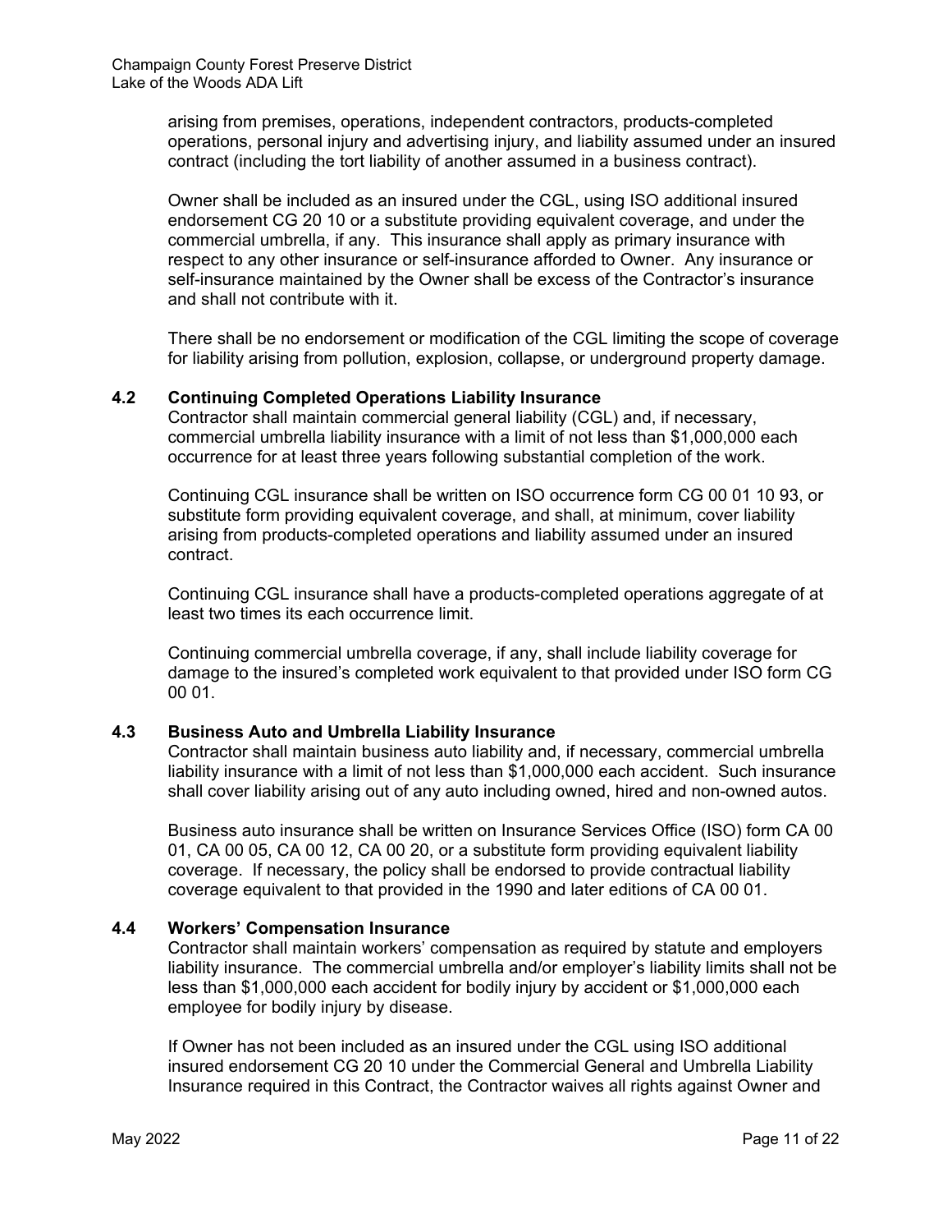arising from premises, operations, independent contractors, products-completed operations, personal injury and advertising injury, and liability assumed under an insured contract (including the tort liability of another assumed in a business contract).

Owner shall be included as an insured under the CGL, using ISO additional insured endorsement CG 20 10 or a substitute providing equivalent coverage, and under the commercial umbrella, if any. This insurance shall apply as primary insurance with respect to any other insurance or self-insurance afforded to Owner. Any insurance or self-insurance maintained by the Owner shall be excess of the Contractor's insurance and shall not contribute with it.

There shall be no endorsement or modification of the CGL limiting the scope of coverage for liability arising from pollution, explosion, collapse, or underground property damage.

### 4.2 Continuing Completed Operations Liability Insurance

Contractor shall maintain commercial general liability (CGL) and, if necessary, commercial umbrella liability insurance with a limit of not less than $1,000,000 each occurrence for at least three years following substantial completion of the work.

Continuing CGL insurance shall be written on ISO occurrence form CG 00 01 10 93, or substitute form providing equivalent coverage, and shall, at minimum, cover liability arising from products-completed operations and liability assumed under an insured contract.

Continuing CGL insurance shall have a products-completed operations aggregate of at least two times its each occurrence limit.

Continuing commercial umbrella coverage, if any, shall include liability coverage for damage to the insured's completed work equivalent to that provided under ISO form CG 00 01.

### 4.3 Business Auto and Umbrella Liability Insurance

Contractor shall maintain business auto liability and, if necessary, commercial umbrella liability insurance with a limit of not less than $1,000,000 each accident. Such insurance shall cover liability arising out of any auto including owned, hired and non-owned autos.

Business auto insurance shall be written on Insurance Services Office (ISO) form CA 00 01, CA 00 05, CA 00 12, CA 00 20, or a substitute form providing equivalent liability coverage. If necessary, the policy shall be endorsed to provide contractual liability coverage equivalent to that provided in the 1990 and later editions of CA 00 01.

### 4.4 Workers' Compensation Insurance

Contractor shall maintain workers' compensation as required by statute and employers liability insurance. The commercial umbrella and/or employer's liability limits shall not be less than $1,000,000 each accident for bodily injury by accident or $1,000,000 each employee for bodily injury by disease.

If Owner has not been included as an insured under the CGL using ISO additional insured endorsement CG 20 10 under the Commercial General and Umbrella Liability Insurance required in this Contract, the Contractor waives all rights against Owner and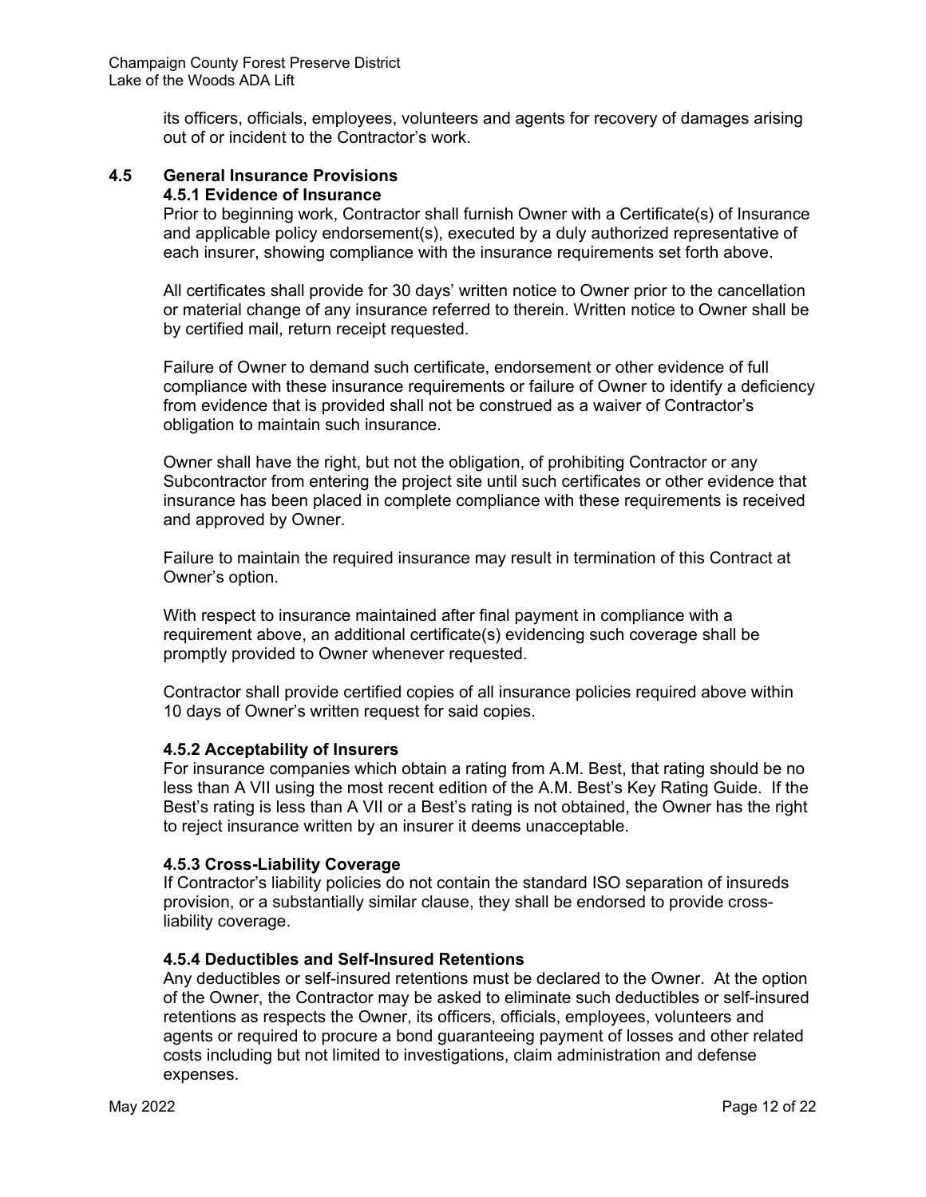its officers, officials, employees, volunteers and agents for recovery of damages arising out of or incident to the Contractor's work.

## 4.5 General Insurance Provisions

### 4.5.1 Evidence of Insurance

Prior to beginning work, Contractor shall furnish Owner with a Certificate(s) of Insurance and applicable policy endorsement(s), executed by a duly authorized representative of each insurer, showing compliance with the insurance requirements set forth above.

All certificates shall provide for 30 days' written notice to Owner prior to the cancellation or material change of any insurance referred to therein. Written notice to Owner shall be by certified mail, return receipt requested.

Failure of Owner to demand such certificate, endorsement or other evidence of full compliance with these insurance requirements or failure of Owner to identify a deficiency from evidence that is provided shall not be construed as a waiver of Contractor's obligation to maintain such insurance.

Owner shall have the right, but not the obligation, of prohibiting Contractor or any Subcontractor from entering the project site until such certificates or other evidence that insurance has been placed in complete compliance with these requirements is received and approved by Owner.

Failure to maintain the required insurance may result in termination of this Contract at Owner's option.

With respect to insurance maintained after final payment in compliance with a requirement above, an additional certificate(s) evidencing such coverage shall be promptly provided to Owner whenever requested.

Contractor shall provide certified copies of all insurance policies required above within 10 days of Owner's written request for said copies.

### 4.5.2 Acceptability of Insurers

For insurance companies which obtain a rating from A.M. Best, that rating should be no less than A VII using the most recent edition of the A.M. Best's Key Rating Guide. If the Best's rating is less than A VII or a Best's rating is not obtained, the Owner has the right to reject insurance written by an insurer it deems unacceptable.

### 4.5.3 Cross-Liability Coverage

If Contractor's liability policies do not contain the standard ISO separation of insureds provision, or a substantially similar clause, they shall be endorsed to provide cross-liability coverage.

### 4.5.4 Deductibles and Self-Insured Retentions

Any deductibles or self-insured retentions must be declared to the Owner. At the option of the Owner, the Contractor may be asked to eliminate such deductibles or self-insured retentions as respects the Owner, its officers, officials, employees, volunteers and agents or required to procure a bond guaranteeing payment of losses and other related costs including but not limited to investigations, claim administration and defense expenses.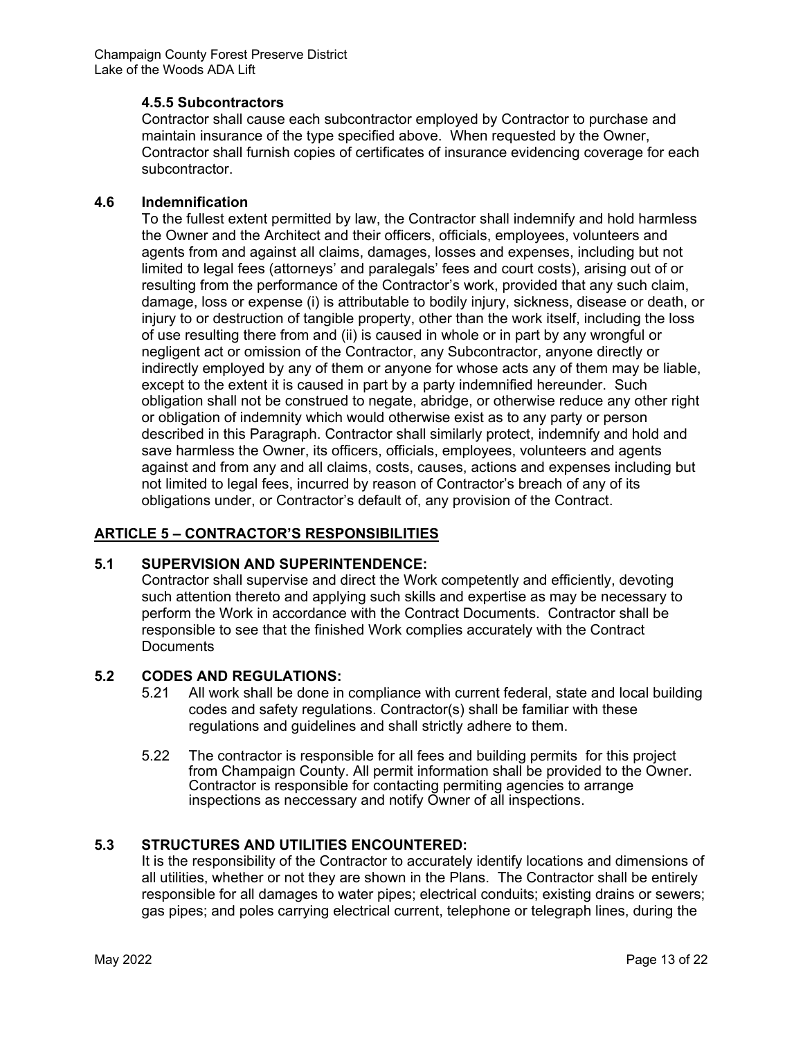#### 4.5.5 Subcontractors

Contractor shall cause each subcontractor employed by Contractor to purchase and maintain insurance of the type specified above. When requested by the Owner, Contractor shall furnish copies of certificates of insurance evidencing coverage for each subcontractor.

### 4.6 Indemnification

To the fullest extent permitted by law, the Contractor shall indemnify and hold harmless the Owner and the Architect and their officers, officials, employees, volunteers and agents from and against all claims, damages, losses and expenses, including but not limited to legal fees (attorneys' and paralegals' fees and court costs), arising out of or resulting from the performance of the Contractor's work, provided that any such claim, damage, loss or expense (i) is attributable to bodily injury, sickness, disease or death, or injury to or destruction of tangible property, other than the work itself, including the loss of use resulting there from and (ii) is caused in whole or in part by any wrongful or negligent act or omission of the Contractor, any Subcontractor, anyone directly or indirectly employed by any of them or anyone for whose acts any of them may be liable, except to the extent it is caused in part by a party indemnified hereunder. Such obligation shall not be construed to negate, abridge, or otherwise reduce any other right or obligation of indemnity which would otherwise exist as to any party or person described in this Paragraph. Contractor shall similarly protect, indemnify and hold and save harmless the Owner, its officers, officials, employees, volunteers and agents against and from any and all claims, costs, causes, actions and expenses including but not limited to legal fees, incurred by reason of Contractor's breach of any of its obligations under, or Contractor's default of, any provision of the Contract.

## ARTICLE 5 – CONTRACTOR'S RESPONSIBILITIES

### 5.1 SUPERVISION AND SUPERINTENDENCE:

Contractor shall supervise and direct the Work competently and efficiently, devoting such attention thereto and applying such skills and expertise as may be necessary to perform the Work in accordance with the Contract Documents. Contractor shall be responsible to see that the finished Work complies accurately with the Contract Documents

### 5.2 CODES AND REGULATIONS:

5.21 All work shall be done in compliance with current federal, state and local building codes and safety regulations. Contractor(s) shall be familiar with these regulations and guidelines and shall strictly adhere to them.

5.22 The contractor is responsible for all fees and building permits for this project from Champaign County. All permit information shall be provided to the Owner. Contractor is responsible for contacting permiting agencies to arrange inspections as neccessary and notify Owner of all inspections.

### 5.3 STRUCTURES AND UTILITIES ENCOUNTERED:

It is the responsibility of the Contractor to accurately identify locations and dimensions of all utilities, whether or not they are shown in the Plans. The Contractor shall be entirely responsible for all damages to water pipes; electrical conduits; existing drains or sewers; gas pipes; and poles carrying electrical current, telephone or telegraph lines, during the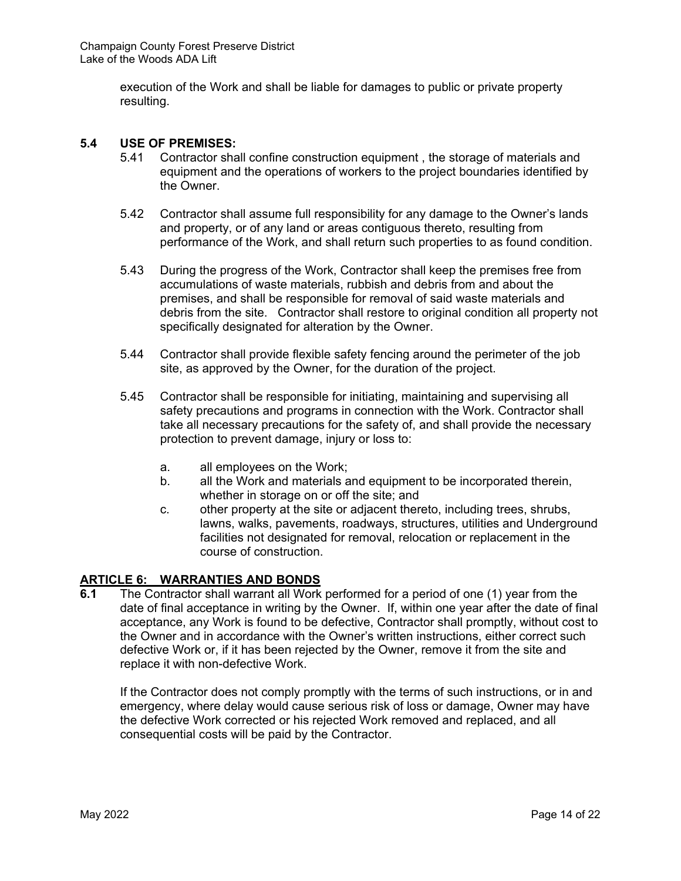execution of the Work and shall be liable for damages to public or private property resulting.

**5.4 USE OF PREMISES:**

5.41 Contractor shall confine construction equipment , the storage of materials and equipment and the operations of workers to the project boundaries identified by the Owner.

5.42 Contractor shall assume full responsibility for any damage to the Owner's lands and property, or of any land or areas contiguous thereto, resulting from performance of the Work, and shall return such properties to as found condition.

5.43 During the progress of the Work, Contractor shall keep the premises free from accumulations of waste materials, rubbish and debris from and about the premises, and shall be responsible for removal of said waste materials and debris from the site. Contractor shall restore to original condition all property not specifically designated for alteration by the Owner.

5.44 Contractor shall provide flexible safety fencing around the perimeter of the job site, as approved by the Owner, for the duration of the project.

5.45 Contractor shall be responsible for initiating, maintaining and supervising all safety precautions and programs in connection with the Work. Contractor shall take all necessary precautions for the safety of, and shall provide the necessary protection to prevent damage, injury or loss to:

a. all employees on the Work;
b. all the Work and materials and equipment to be incorporated therein, whether in storage on or off the site; and
c. other property at the site or adjacent thereto, including trees, shrubs, lawns, walks, pavements, roadways, structures, utilities and Underground facilities not designated for removal, relocation or replacement in the course of construction.

## ARTICLE 6: WARRANTIES AND BONDS

**6.1** The Contractor shall warrant all Work performed for a period of one (1) year from the date of final acceptance in writing by the Owner. If, within one year after the date of final acceptance, any Work is found to be defective, Contractor shall promptly, without cost to the Owner and in accordance with the Owner's written instructions, either correct such defective Work or, if it has been rejected by the Owner, remove it from the site and replace it with non-defective Work.

If the Contractor does not comply promptly with the terms of such instructions, or in and emergency, where delay would cause serious risk of loss or damage, Owner may have the defective Work corrected or his rejected Work removed and replaced, and all consequential costs will be paid by the Contractor.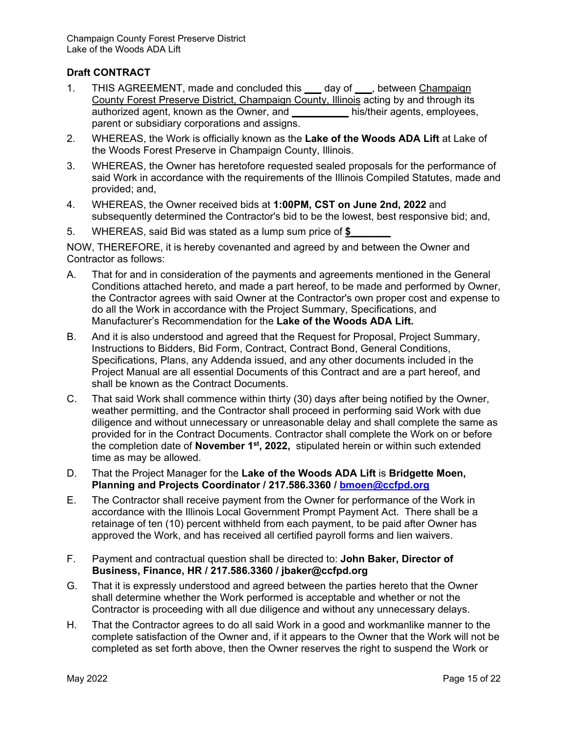## Draft CONTRACT

1. THIS AGREEMENT, made and concluded this ___ day of ___, between Champaign County Forest Preserve District, Champaign County, Illinois acting by and through its authorized agent, known as the Owner, and __________ his/their agents, employees, parent or subsidiary corporations and assigns.
2. WHEREAS, the Work is officially known as the **Lake of the Woods ADA Lift** at Lake of the Woods Forest Preserve in Champaign County, Illinois.
3. WHEREAS, the Owner has heretofore requested sealed proposals for the performance of said Work in accordance with the requirements of the Illinois Compiled Statutes, made and provided; and,
4. WHEREAS, the Owner received bids at **1:00PM, CST on June 2nd, 2022** and subsequently determined the Contractor's bid to be the lowest, best responsive bid; and,
5. WHEREAS, said Bid was stated as a lump sum price of **$_______**

NOW, THEREFORE, it is hereby covenanted and agreed by and between the Owner and Contractor as follows:

A. That for and in consideration of the payments and agreements mentioned in the General Conditions attached hereto, and made a part hereof, to be made and performed by Owner, the Contractor agrees with said Owner at the Contractor's own proper cost and expense to do all the Work in accordance with the Project Summary, Specifications, and Manufacturer's Recommendation for the **Lake of the Woods ADA Lift.**

B. And it is also understood and agreed that the Request for Proposal, Project Summary, Instructions to Bidders, Bid Form, Contract, Contract Bond, General Conditions, Specifications, Plans, any Addenda issued, and any other documents included in the Project Manual are all essential Documents of this Contract and are a part hereof, and shall be known as the Contract Documents.

C. That said Work shall commence within thirty (30) days after being notified by the Owner, weather permitting, and the Contractor shall proceed in performing said Work with due diligence and without unnecessary or unreasonable delay and shall complete the same as provided for in the Contract Documents. Contractor shall complete the Work on or before the completion date of **November 1st, 2022,** stipulated herein or within such extended time as may be allowed.

D. That the Project Manager for the **Lake of the Woods ADA Lift** is **Bridgette Moen, Planning and Projects Coordinator / 217.586.3360 / bmoen@ccfpd.org**

E. The Contractor shall receive payment from the Owner for performance of the Work in accordance with the Illinois Local Government Prompt Payment Act. There shall be a retainage of ten (10) percent withheld from each payment, to be paid after Owner has approved the Work, and has received all certified payroll forms and lien waivers.

F. Payment and contractual question shall be directed to: **John Baker, Director of Business, Finance, HR / 217.586.3360 / jbaker@ccfpd.org**

G. That it is expressly understood and agreed between the parties hereto that the Owner shall determine whether the Work performed is acceptable and whether or not the Contractor is proceeding with all due diligence and without any unnecessary delays.

H. That the Contractor agrees to do all said Work in a good and workmanlike manner to the complete satisfaction of the Owner and, if it appears to the Owner that the Work will not be completed as set forth above, then the Owner reserves the right to suspend the Work or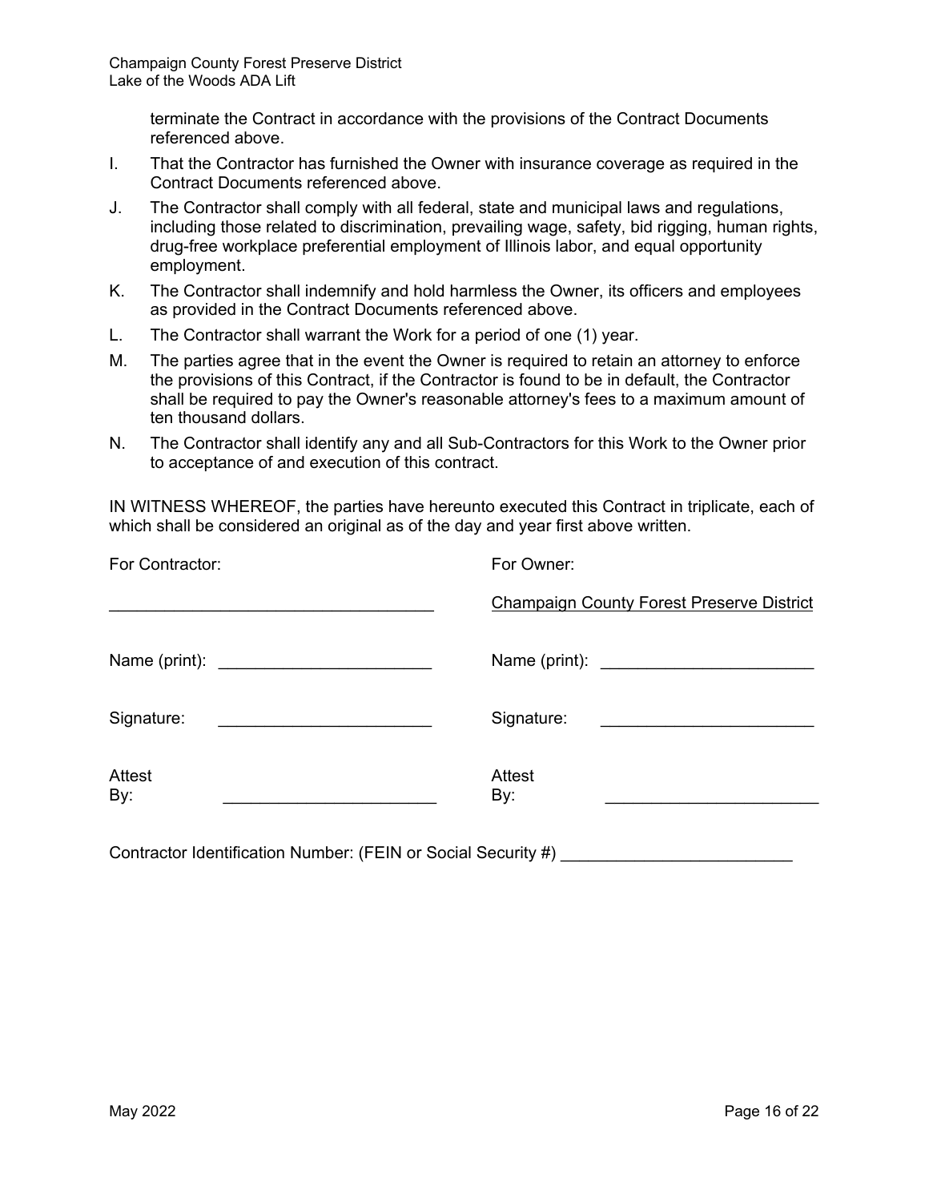terminate the Contract in accordance with the provisions of the Contract Documents referenced above.

I. That the Contractor has furnished the Owner with insurance coverage as required in the Contract Documents referenced above.

J. The Contractor shall comply with all federal, state and municipal laws and regulations, including those related to discrimination, prevailing wage, safety, bid rigging, human rights, drug-free workplace preferential employment of Illinois labor, and equal opportunity employment.

K. The Contractor shall indemnify and hold harmless the Owner, its officers and employees as provided in the Contract Documents referenced above.

L. The Contractor shall warrant the Work for a period of one (1) year.

M. The parties agree that in the event the Owner is required to retain an attorney to enforce the provisions of this Contract, if the Contractor is found to be in default, the Contractor shall be required to pay the Owner's reasonable attorney's fees to a maximum amount of ten thousand dollars.

N. The Contractor shall identify any and all Sub-Contractors for this Work to the Owner prior to acceptance of and execution of this contract.

IN WITNESS WHEREOF, the parties have hereunto executed this Contract in triplicate, each of which shall be considered an original as of the day and year first above written.

| For Contractor: | For Owner: |
|---|---|
| ___________________________________ | Champaign County Forest Preserve District |
| Name (print): _______________________ | Name (print): _______________________ |
| Signature: _______________________ | Signature: _______________________ |
| Attest By: _______________________ | Attest By: _______________________ |

Contractor Identification Number: (FEIN or Social Security #) ________________________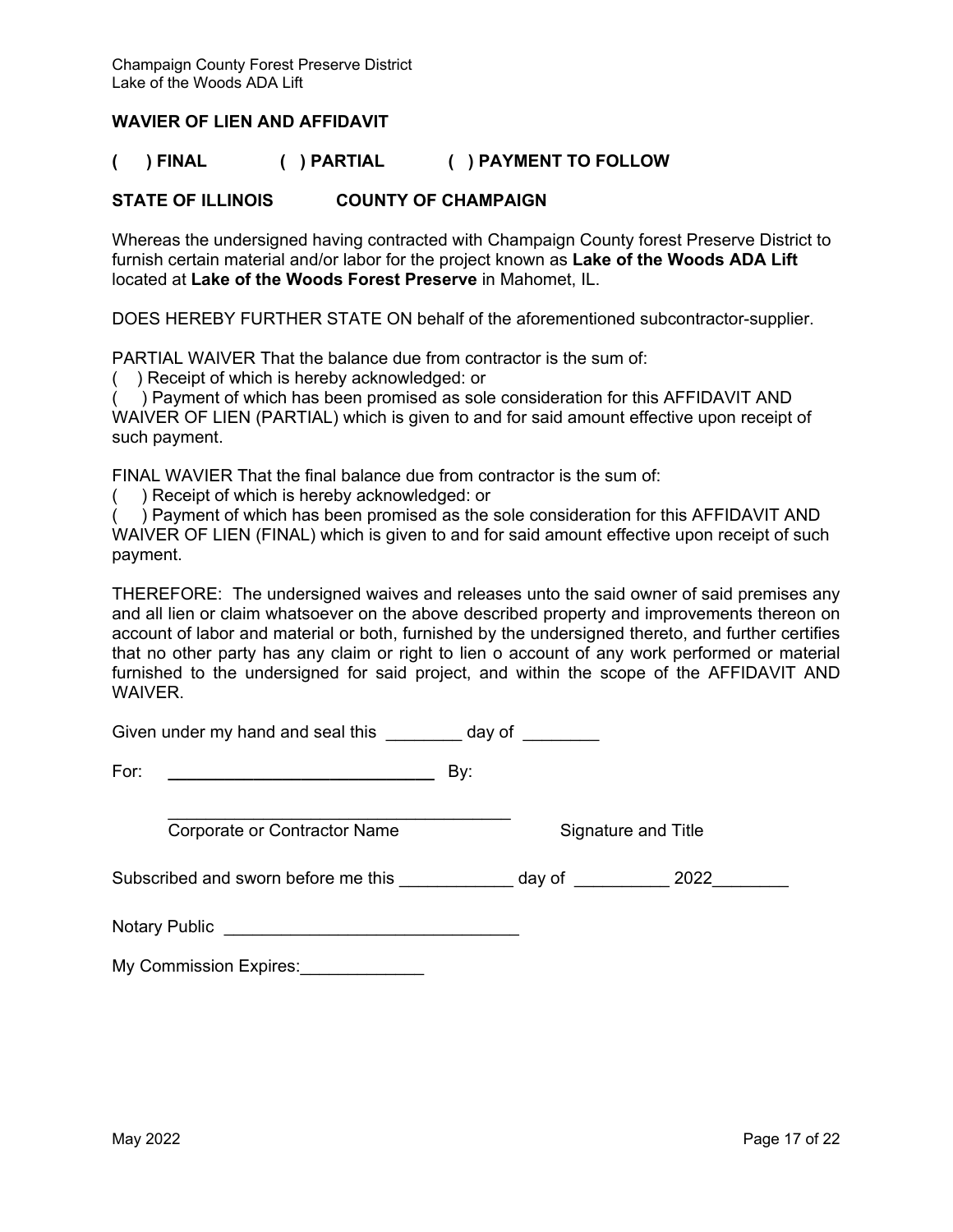Champaign County Forest Preserve District
Lake of the Woods ADA Lift

**WAVIER OF LIEN AND AFFIDAVIT**

**(   ) FINAL   (   ) PARTIAL   (   ) PAYMENT TO FOLLOW**

**STATE OF ILLINOIS   COUNTY OF CHAMPAIGN**

Whereas the undersigned having contracted with Champaign County forest Preserve District to furnish certain material and/or labor for the project known as **Lake of the Woods ADA Lift** located at **Lake of the Woods Forest Preserve** in Mahomet, IL.

DOES HEREBY FURTHER STATE ON behalf of the aforementioned subcontractor-supplier.

PARTIAL WAIVER That the balance due from contractor is the sum of:
(   ) Receipt of which is hereby acknowledged: or
(   ) Payment of which has been promised as sole consideration for this AFFIDAVIT AND WAIVER OF LIEN (PARTIAL) which is given to and for said amount effective upon receipt of such payment.

FINAL WAVIER That the final balance due from contractor is the sum of:
(   ) Receipt of which is hereby acknowledged: or
(   ) Payment of which has been promised as the sole consideration for this AFFIDAVIT AND WAIVER OF LIEN (FINAL) which is given to and for said amount effective upon receipt of such payment.

THEREFORE: The undersigned waives and releases unto the said owner of said premises any and all lien or claim whatsoever on the above described property and improvements thereon on account of labor and material or both, furnished by the undersigned thereto, and further certifies that no other party has any claim or right to lien o account of any work performed or material furnished to the undersigned for said project, and within the scope of the AFFIDAVIT AND WAIVER.

Given under my hand and seal this ________ day of ________

For: ____________________________ By:

_____________________________________
Corporate or Contractor Name   Signature and Title

Subscribed and sworn before me this ____________ day of __________ 2022________

Notary Public ______________________________

My Commission Expires:_____________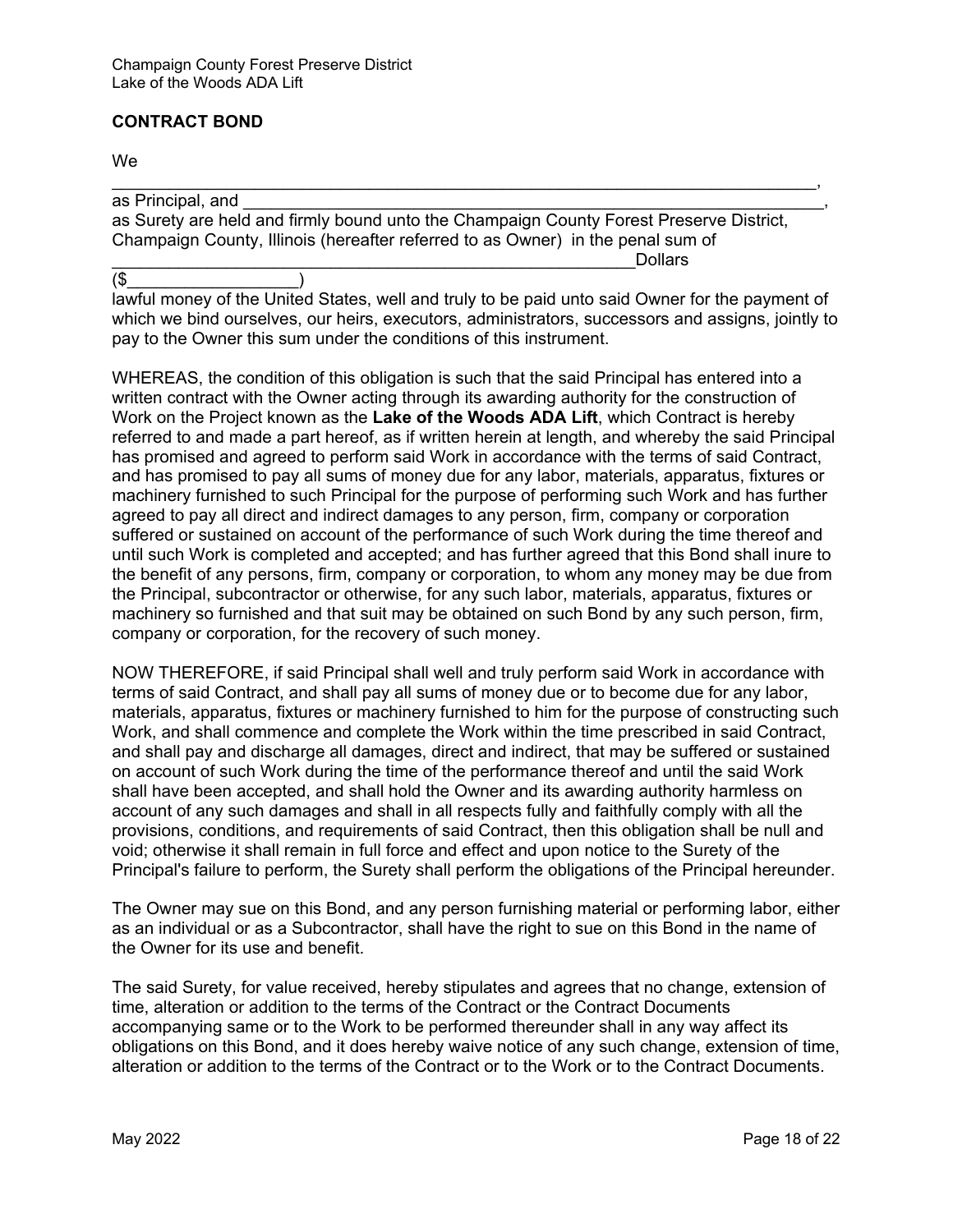## CONTRACT BOND

We

\_\_\_\_\_\_\_\_\_\_\_\_\_\_\_\_\_\_\_\_\_\_\_\_\_\_\_\_\_\_\_\_\_\_\_\_\_\_\_\_\_\_\_\_\_\_\_\_\_\_\_\_\_\_\_\_\_\_\_\_\_\_\_\_\_\_\_\_\_\_\_\_,

as Principal, and \_\_\_\_\_\_\_\_\_\_\_\_\_\_\_\_\_\_\_\_\_\_\_\_\_\_\_\_\_\_\_\_\_\_\_\_\_\_\_\_\_\_\_\_\_\_\_\_\_\_\_\_\_\_\_\_\_\_\_\_\_\_\_,

as Surety are held and firmly bound unto the Champaign County Forest Preserve District, Champaign County, Illinois (hereafter referred to as Owner) in the penal sum of \_\_\_\_\_\_\_\_\_\_\_\_\_\_\_\_\_\_\_\_\_\_\_\_\_\_\_\_\_\_\_\_\_\_\_\_\_\_\_\_\_\_\_\_\_\_\_\_\_\_\_\_\_\_\_\_\_Dollars ($\_\_\_\_\_\_\_\_\_\_\_\_\_\_\_\_\_\_) lawful money of the United States, well and truly to be paid unto said Owner for the payment of which we bind ourselves, our heirs, executors, administrators, successors and assigns, jointly to pay to the Owner this sum under the conditions of this instrument.

WHEREAS, the condition of this obligation is such that the said Principal has entered into a written contract with the Owner acting through its awarding authority for the construction of Work on the Project known as the **Lake of the Woods ADA Lift**, which Contract is hereby referred to and made a part hereof, as if written herein at length, and whereby the said Principal has promised and agreed to perform said Work in accordance with the terms of said Contract, and has promised to pay all sums of money due for any labor, materials, apparatus, fixtures or machinery furnished to such Principal for the purpose of performing such Work and has further agreed to pay all direct and indirect damages to any person, firm, company or corporation suffered or sustained on account of the performance of such Work during the time thereof and until such Work is completed and accepted; and has further agreed that this Bond shall inure to the benefit of any persons, firm, company or corporation, to whom any money may be due from the Principal, subcontractor or otherwise, for any such labor, materials, apparatus, fixtures or machinery so furnished and that suit may be obtained on such Bond by any such person, firm, company or corporation, for the recovery of such money.

NOW THEREFORE, if said Principal shall well and truly perform said Work in accordance with terms of said Contract, and shall pay all sums of money due or to become due for any labor, materials, apparatus, fixtures or machinery furnished to him for the purpose of constructing such Work, and shall commence and complete the Work within the time prescribed in said Contract, and shall pay and discharge all damages, direct and indirect, that may be suffered or sustained on account of such Work during the time of the performance thereof and until the said Work shall have been accepted, and shall hold the Owner and its awarding authority harmless on account of any such damages and shall in all respects fully and faithfully comply with all the provisions, conditions, and requirements of said Contract, then this obligation shall be null and void; otherwise it shall remain in full force and effect and upon notice to the Surety of the Principal's failure to perform, the Surety shall perform the obligations of the Principal hereunder.

The Owner may sue on this Bond, and any person furnishing material or performing labor, either as an individual or as a Subcontractor, shall have the right to sue on this Bond in the name of the Owner for its use and benefit.

The said Surety, for value received, hereby stipulates and agrees that no change, extension of time, alteration or addition to the terms of the Contract or the Contract Documents accompanying same or to the Work to be performed thereunder shall in any way affect its obligations on this Bond, and it does hereby waive notice of any such change, extension of time, alteration or addition to the terms of the Contract or to the Work or to the Contract Documents.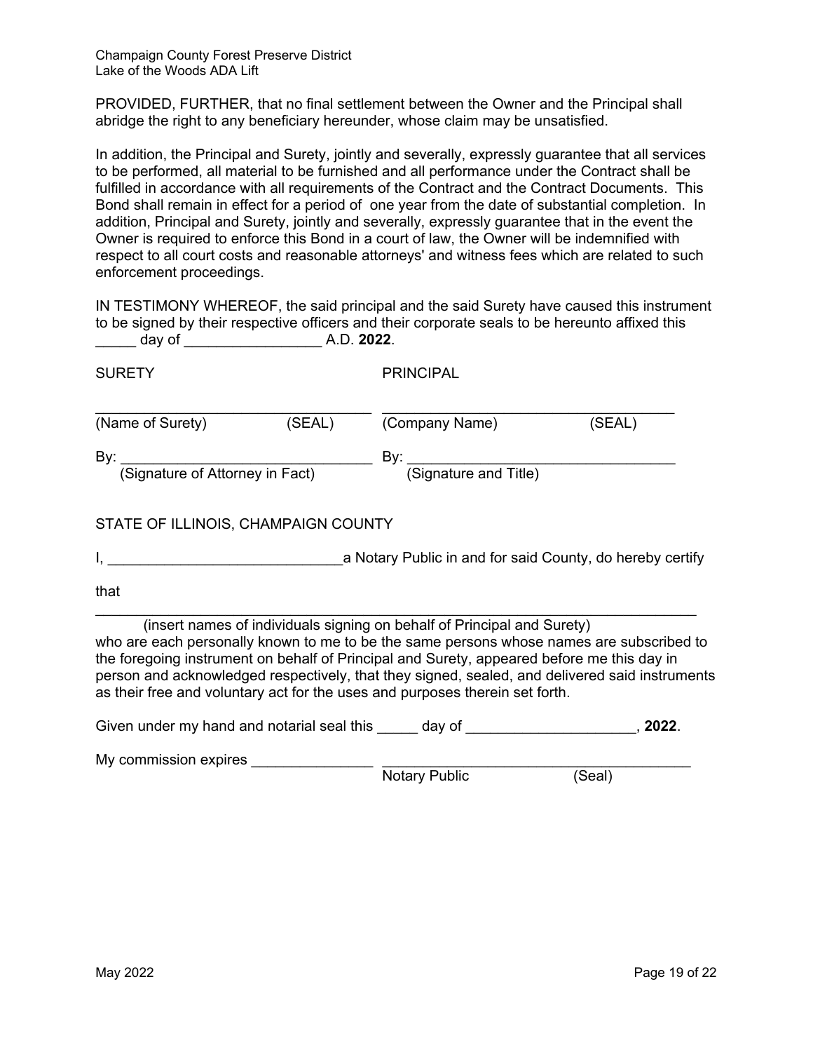PROVIDED, FURTHER, that no final settlement between the Owner and the Principal shall abridge the right to any beneficiary hereunder, whose claim may be unsatisfied.

In addition, the Principal and Surety, jointly and severally, expressly guarantee that all services to be performed, all material to be furnished and all performance under the Contract shall be fulfilled in accordance with all requirements of the Contract and the Contract Documents. This Bond shall remain in effect for a period of one year from the date of substantial completion. In addition, Principal and Surety, jointly and severally, expressly guarantee that in the event the Owner is required to enforce this Bond in a court of law, the Owner will be indemnified with respect to all court costs and reasonable attorneys' and witness fees which are related to such enforcement proceedings.

IN TESTIMONY WHEREOF, the said principal and the said Surety have caused this instrument to be signed by their respective officers and their corporate seals to be hereunto affixed this _____ day of _________________ A.D. **2022**.

| SURETY | PRINCIPAL |
|---|---|
| ___________________________________ | ___________________________________ |
| (Name of Surety) (SEAL) | (Company Name) (SEAL) |
| By: _______________________________ | By: _______________________________ |
| (Signature of Attorney in Fact) | (Signature and Title) |

STATE OF ILLINOIS, CHAMPAIGN COUNTY

I, _____________________________a Notary Public in and for said County, do hereby certify

that

_____________________________________________________________________________
(insert names of individuals signing on behalf of Principal and Surety)
who are each personally known to me to be the same persons whose names are subscribed to the foregoing instrument on behalf of Principal and Surety, appeared before me this day in person and acknowledged respectively, that they signed, sealed, and delivered said instruments as their free and voluntary act for the uses and purposes therein set forth.

Given under my hand and notarial seal this _____ day of _____________________, **2022**.

My commission expires _______________ _______________________________________
Notary Public (Seal)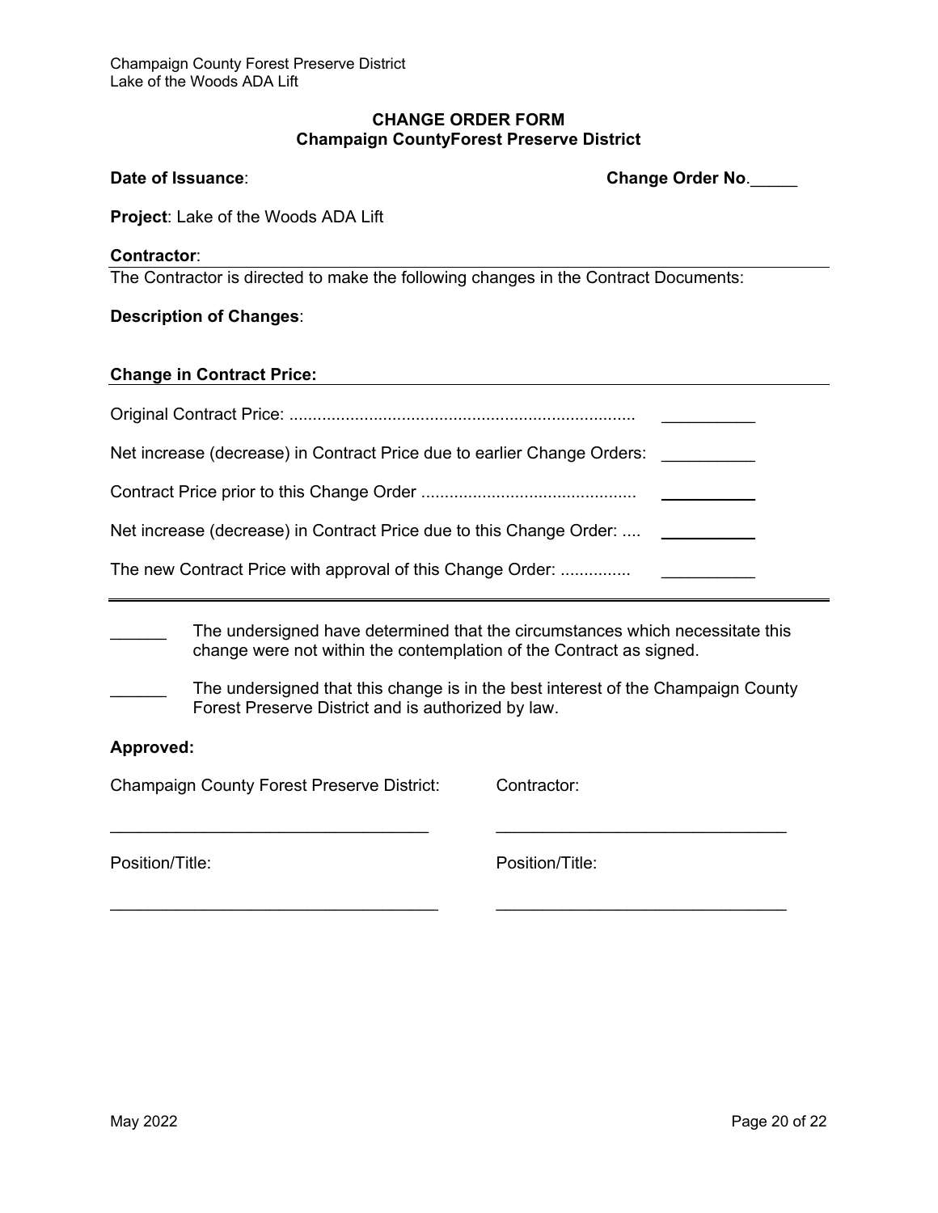## CHANGE ORDER FORM
## Champaign CountyForest Preserve District

**Date of Issuance**: **Change Order No**._____

**Project**: Lake of the Woods ADA Lift

**Contractor**:

The Contractor is directed to make the following changes in the Contract Documents:

**Description of Changes**:

**Change in Contract Price:**

Original Contract Price: .......................................................................... __________

Net increase (decrease) in Contract Price due to earlier Change Orders: __________

Contract Price prior to this Change Order ............................................. __________

Net increase (decrease) in Contract Price due to this Change Order: .... __________

The new Contract Price with approval of this Change Order: ............... __________

______ The undersigned have determined that the circumstances which necessitate this change were not within the contemplation of the Contract as signed.

______ The undersigned that this change is in the best interest of the Champaign County Forest Preserve District and is authorized by law.

**Approved:**

Champaign County Forest Preserve District:

__________________________________

Position/Title:

__________________________________

Contractor:

__________________________________

Position/Title:

__________________________________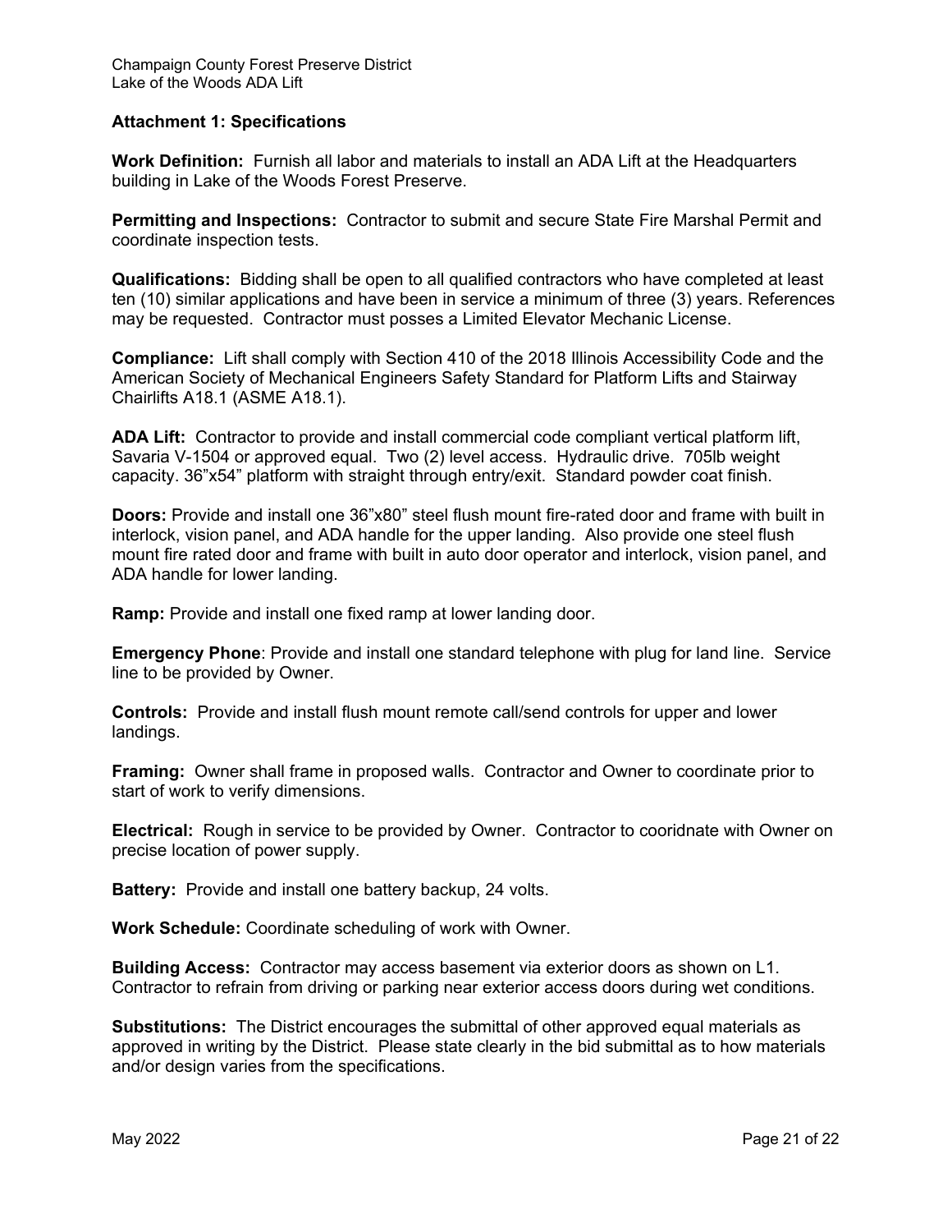## Attachment 1: Specifications

**Work Definition:** Furnish all labor and materials to install an ADA Lift at the Headquarters building in Lake of the Woods Forest Preserve.

**Permitting and Inspections:** Contractor to submit and secure State Fire Marshal Permit and coordinate inspection tests.

**Qualifications:** Bidding shall be open to all qualified contractors who have completed at least ten (10) similar applications and have been in service a minimum of three (3) years. References may be requested. Contractor must posses a Limited Elevator Mechanic License.

**Compliance:** Lift shall comply with Section 410 of the 2018 Illinois Accessibility Code and the American Society of Mechanical Engineers Safety Standard for Platform Lifts and Stairway Chairlifts A18.1 (ASME A18.1).

**ADA Lift:** Contractor to provide and install commercial code compliant vertical platform lift, Savaria V-1504 or approved equal. Two (2) level access. Hydraulic drive. 705lb weight capacity. 36"x54" platform with straight through entry/exit. Standard powder coat finish.

**Doors:** Provide and install one 36"x80" steel flush mount fire-rated door and frame with built in interlock, vision panel, and ADA handle for the upper landing. Also provide one steel flush mount fire rated door and frame with built in auto door operator and interlock, vision panel, and ADA handle for lower landing.

**Ramp:** Provide and install one fixed ramp at lower landing door.

**Emergency Phone**: Provide and install one standard telephone with plug for land line. Service line to be provided by Owner.

**Controls:** Provide and install flush mount remote call/send controls for upper and lower landings.

**Framing:** Owner shall frame in proposed walls. Contractor and Owner to coordinate prior to start of work to verify dimensions.

**Electrical:** Rough in service to be provided by Owner. Contractor to cooridnate with Owner on precise location of power supply.

**Battery:** Provide and install one battery backup, 24 volts.

**Work Schedule:** Coordinate scheduling of work with Owner.

**Building Access:** Contractor may access basement via exterior doors as shown on L1. Contractor to refrain from driving or parking near exterior access doors during wet conditions.

**Substitutions:** The District encourages the submittal of other approved equal materials as approved in writing by the District. Please state clearly in the bid submittal as to how materials and/or design varies from the specifications.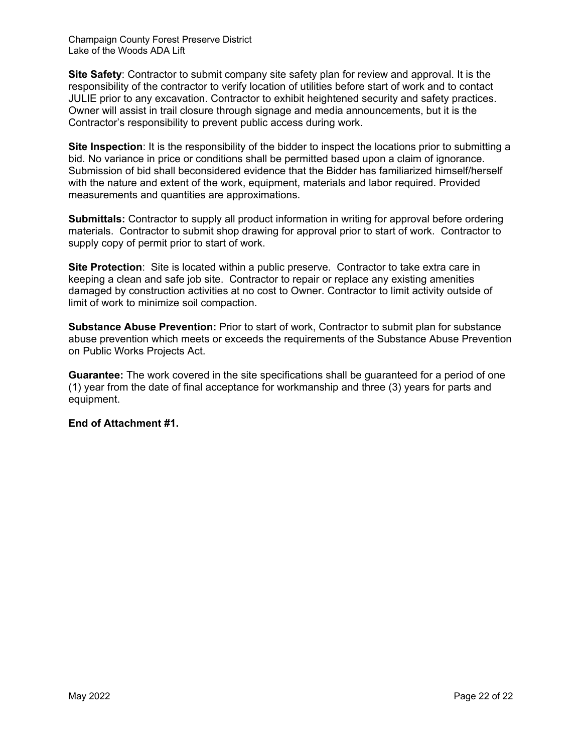**Site Safety**: Contractor to submit company site safety plan for review and approval. It is the responsibility of the contractor to verify location of utilities before start of work and to contact JULIE prior to any excavation. Contractor to exhibit heightened security and safety practices. Owner will assist in trail closure through signage and media announcements, but it is the Contractor's responsibility to prevent public access during work.

**Site Inspection**: It is the responsibility of the bidder to inspect the locations prior to submitting a bid. No variance in price or conditions shall be permitted based upon a claim of ignorance. Submission of bid shall beconsidered evidence that the Bidder has familiarized himself/herself with the nature and extent of the work, equipment, materials and labor required. Provided measurements and quantities are approximations.

**Submittals:** Contractor to supply all product information in writing for approval before ordering materials. Contractor to submit shop drawing for approval prior to start of work. Contractor to supply copy of permit prior to start of work.

**Site Protection**: Site is located within a public preserve. Contractor to take extra care in keeping a clean and safe job site. Contractor to repair or replace any existing amenities damaged by construction activities at no cost to Owner. Contractor to limit activity outside of limit of work to minimize soil compaction.

**Substance Abuse Prevention:** Prior to start of work, Contractor to submit plan for substance abuse prevention which meets or exceeds the requirements of the Substance Abuse Prevention on Public Works Projects Act.

**Guarantee:** The work covered in the site specifications shall be guaranteed for a period of one (1) year from the date of final acceptance for workmanship and three (3) years for parts and equipment.

**End of Attachment #1.**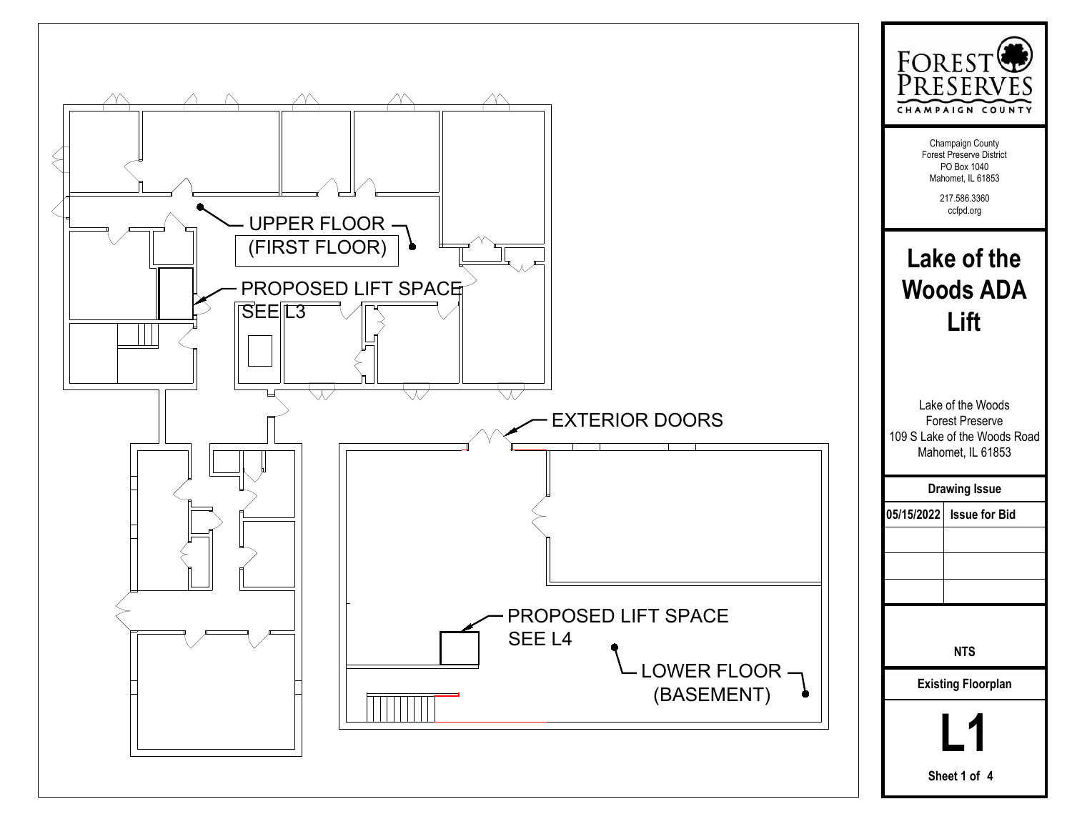UPPER FLOOR (FIRST FLOOR)

PROPOSED LIFT SPACE SEE L3

EXTERIOR DOORS

PROPOSED LIFT SPACE SEE L4

LOWER FLOOR (BASEMENT)

FOREST PRESERVES
CHAMPAIGN COUNTY

Champaign County
Forest Preserve District
PO Box 1040
Mahomet, IL 61853

217.586.3360
ccfpd.org

# Lake of the Woods ADA Lift

Lake of the Woods
Forest Preserve
109 S Lake of the Woods Road
Mahomet, IL 61853

| Drawing Issue | |
|---|---|
| 05/15/2022 | Issue for Bid |
| | |
| | |
| | |

**NTS**

**Existing Floorplan**

# L1

**Sheet 1 of 4**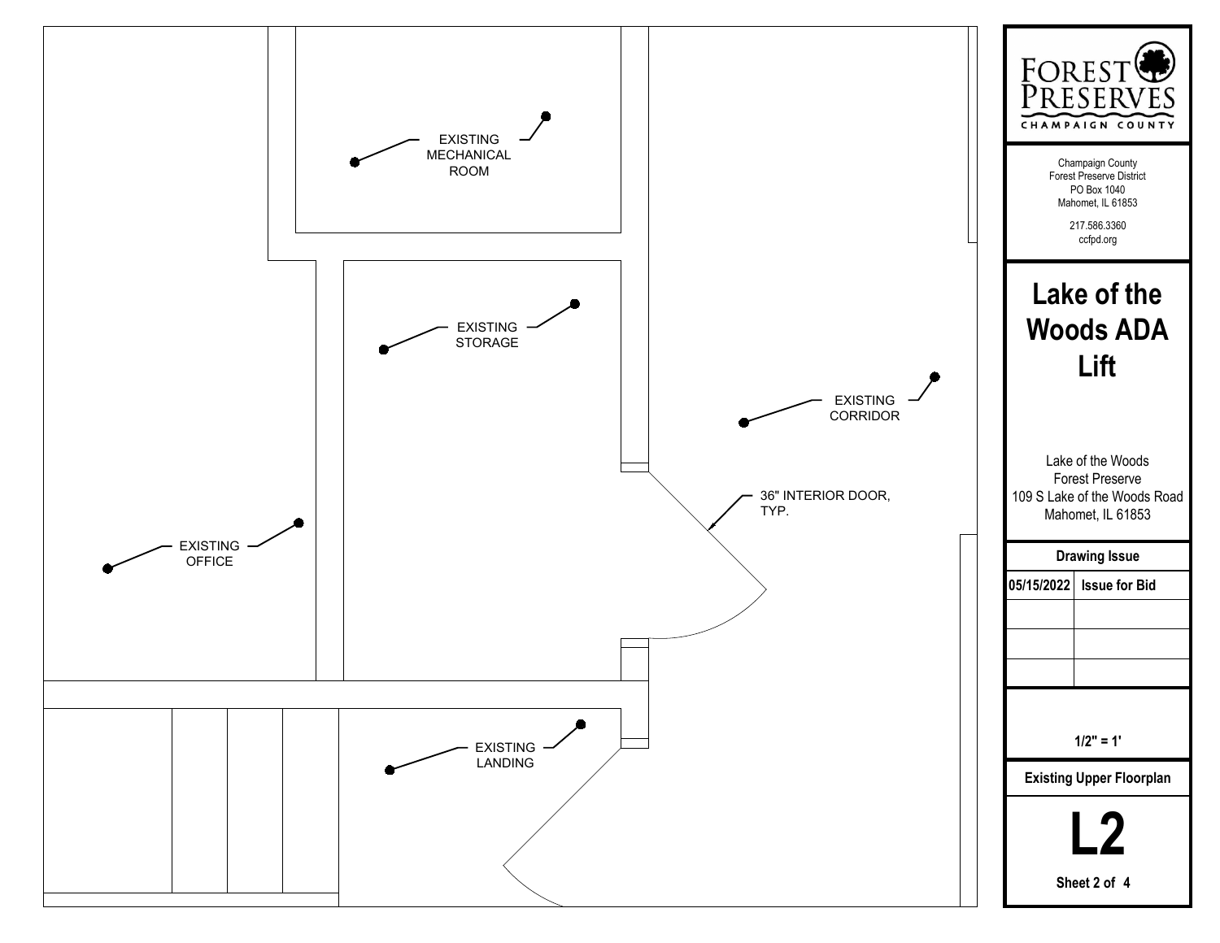EXISTING MECHANICAL ROOM

EXISTING STORAGE

EXISTING CORRIDOR

36" INTERIOR DOOR, TYP.

EXISTING OFFICE

EXISTING LANDING

FOREST PRESERVES CHAMPAIGN COUNTY

Champaign County
Forest Preserve District
PO Box 1040
Mahomet, IL 61853

217.586.3360
ccfpd.org

# Lake of the Woods ADA Lift

Lake of the Woods
Forest Preserve
109 S Lake of the Woods Road
Mahomet, IL 61853

| Drawing Issue | |
|---|---|
| 05/15/2022 | Issue for Bid |
| | |
| | |
| | |

**1/2" = 1'**

**Existing Upper Floorplan**

# L2

**Sheet 2 of 4**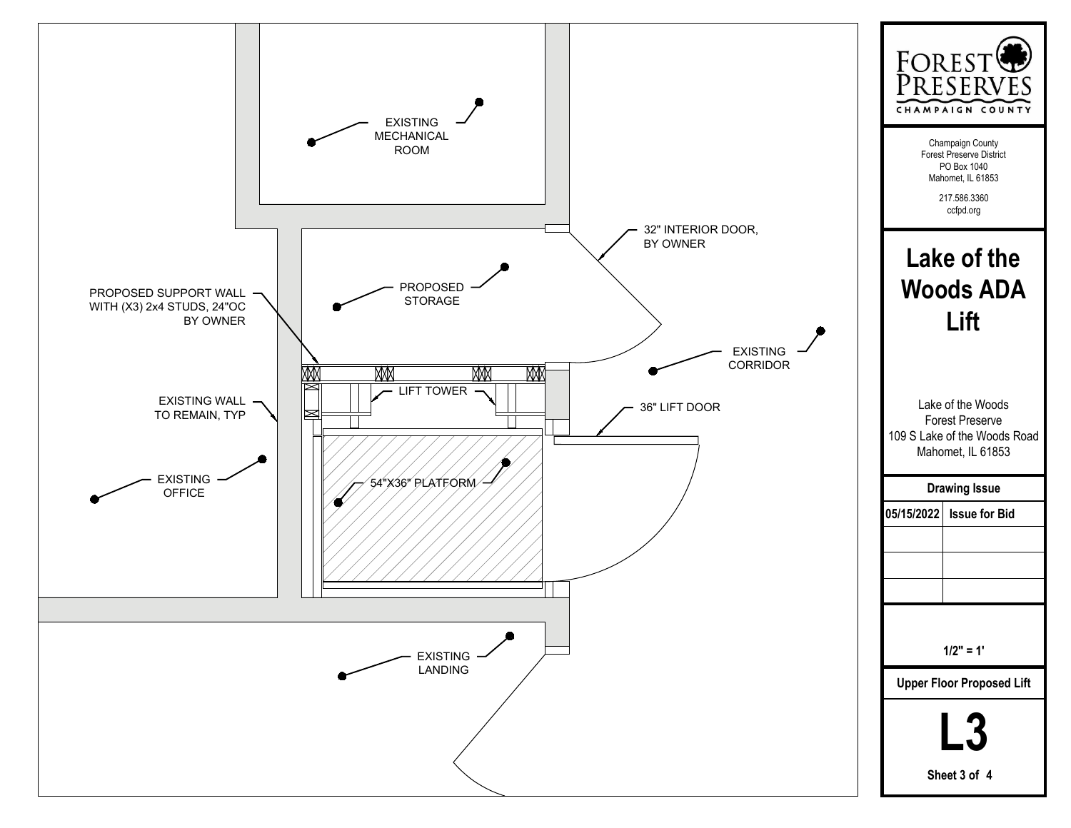EXISTING MECHANICAL ROOM

32" INTERIOR DOOR, BY OWNER

PROPOSED STORAGE

PROPOSED SUPPORT WALL WITH (X3) 2x4 STUDS, 24"OC BY OWNER

EXISTING CORRIDOR

LIFT TOWER

EXISTING WALL TO REMAIN, TYP

36" LIFT DOOR

EXISTING OFFICE

54"X36" PLATFORM

EXISTING LANDING

FOREST PRESERVES CHAMPAIGN COUNTY

Champaign County
Forest Preserve District
PO Box 1040
Mahomet, IL 61853

217.586.3360
ccfpd.org

# Lake of the Woods ADA Lift

Lake of the Woods
Forest Preserve
109 S Lake of the Woods Road
Mahomet, IL 61853

| Drawing Issue | |
|---|---|
| 05/15/2022 | Issue for Bid |
| | |
| | |
| | |

1/2" = 1'

**Upper Floor Proposed Lift**

# L3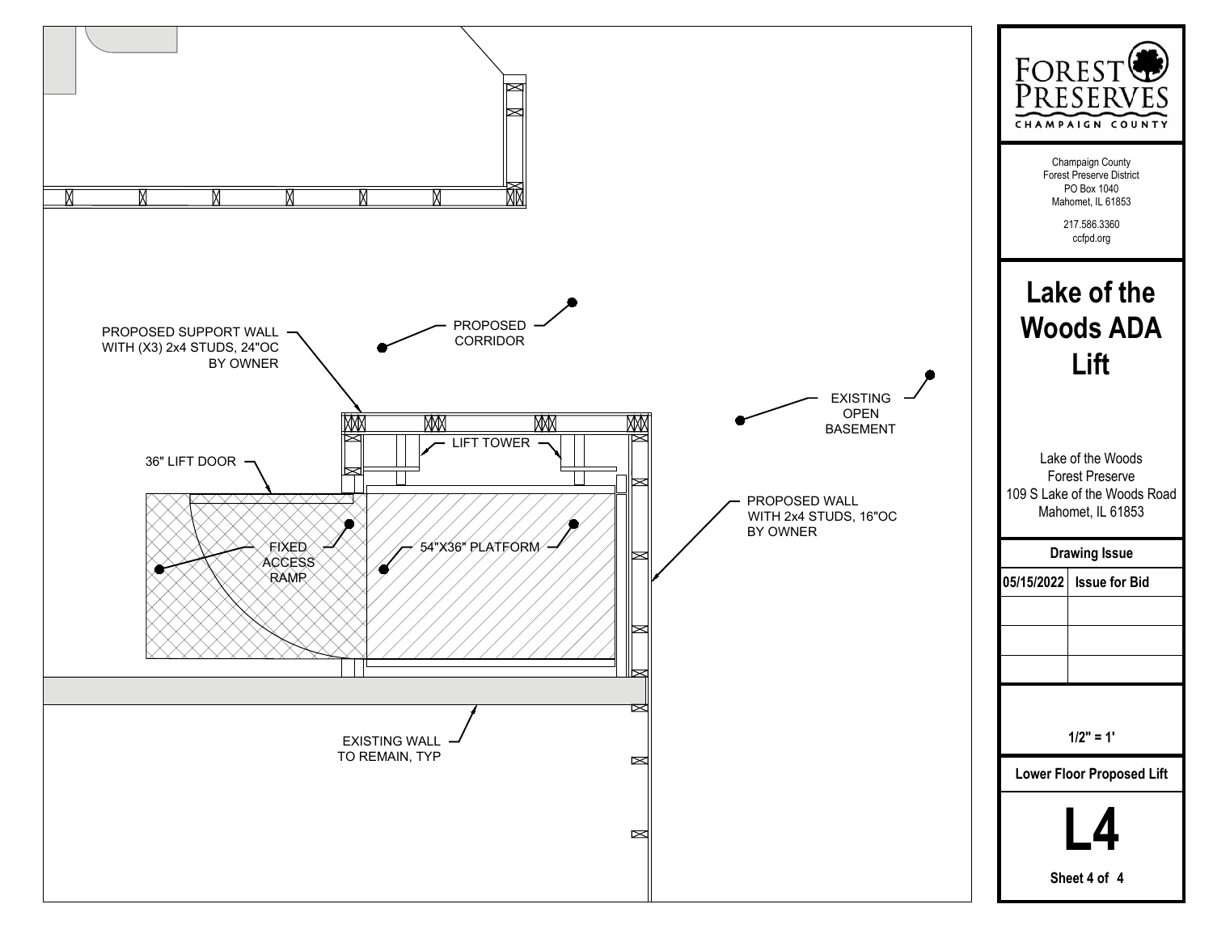PROPOSED SUPPORT WALL WITH (X3) 2x4 STUDS, 24"OC BY OWNER

PROPOSED CORRIDOR

EXISTING OPEN BASEMENT

36" LIFT DOOR

LIFT TOWER

FIXED ACCESS RAMP

54"X36" PLATFORM

PROPOSED WALL WITH 2x4 STUDS, 16"OC BY OWNER

EXISTING WALL TO REMAIN, TYP

FOREST PRESERVES CHAMPAIGN COUNTY

Champaign County
Forest Preserve District
PO Box 1040
Mahomet, IL 61853

217.586.3360
ccfpd.org

# Lake of the Woods ADA Lift

Lake of the Woods
Forest Preserve
109 S Lake of the Woods Road
Mahomet, IL 61853

| Drawing Issue | |
|---|---|
| 05/15/2022 | Issue for Bid |
| | |
| | |
| | |

1/2" = 1'

**Lower Floor Proposed Lift**

**L4**

Sheet 4 of 4